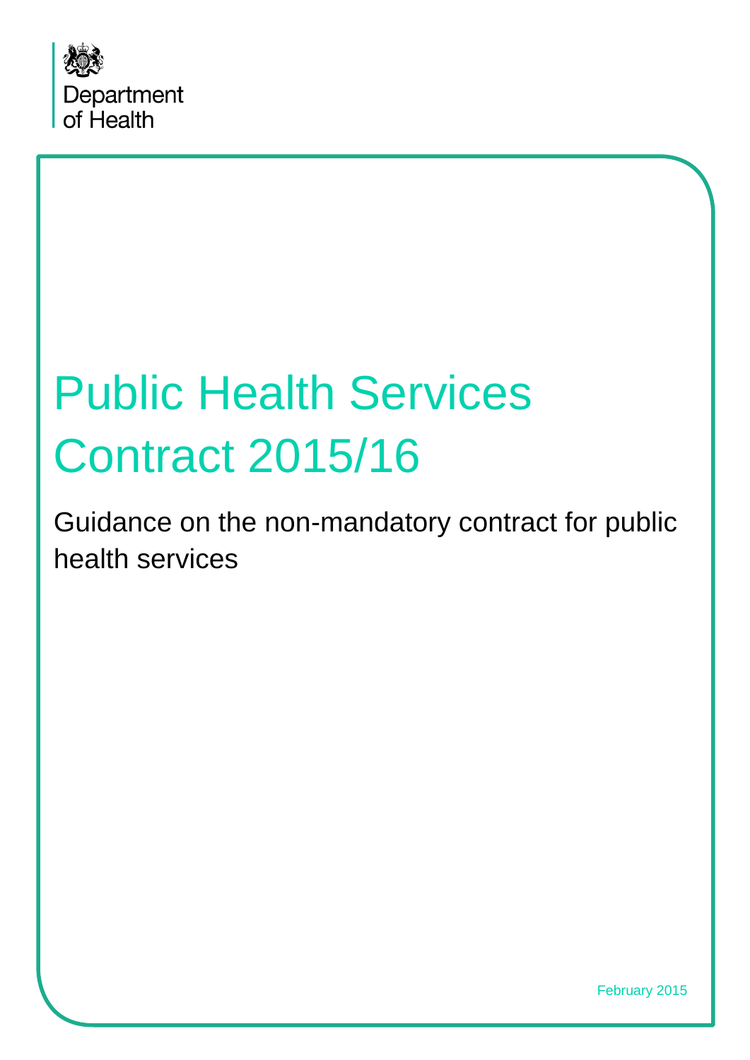Department of Health

# Public Health Services Contract 2015/16

Guidance on the non-mandatory contract for public health services

February 2015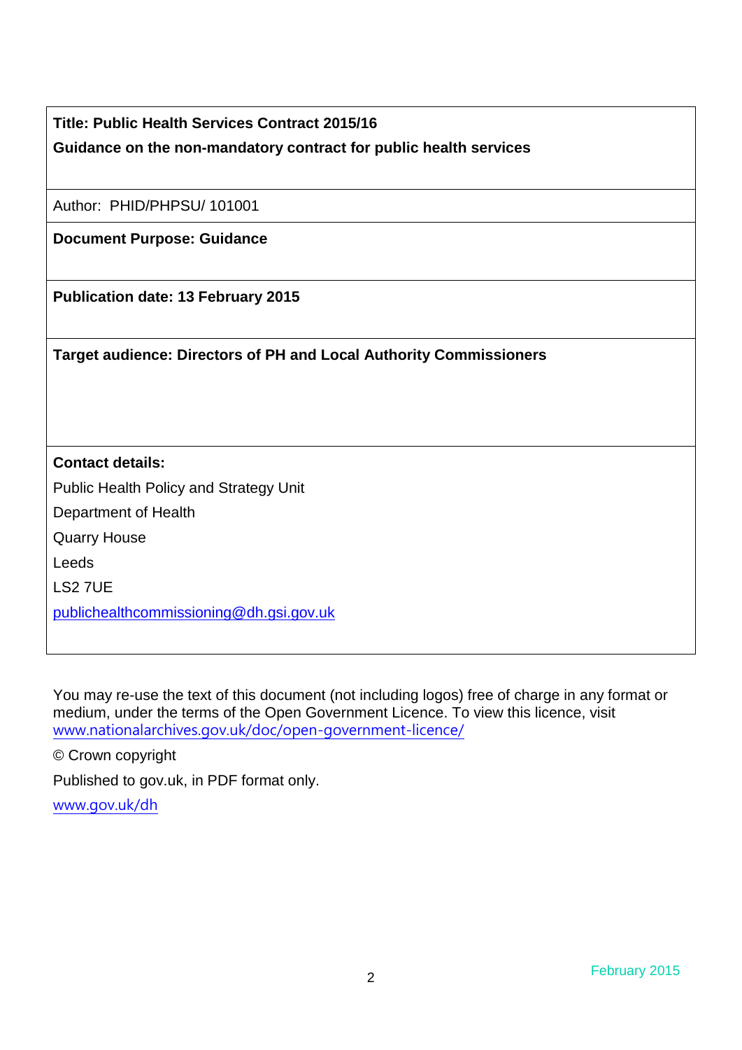**Title: Public Health Services Contract 2015/16**

**Guidance on the non-mandatory contract for public health services**

Author: PHID/PHPSU/ 101001

**Document Purpose: Guidance**

**Publication date: 13 February 2015**

**Target audience: Directors of PH and Local Authority Commissioners**

**Contact details:**

Public Health Policy and Strategy Unit

Department of Health

Quarry House

Leeds

LS2 7UE

publichealthcommissioning@dh.gsi.gov.uk

You may re-use the text of this document (not including logos) free of charge in any format or medium, under the terms of the Open Government Licence. To view this licence, visit www.nationalarchives.gov.uk/doc/open-government-licence/

© Crown copyright

Published to gov.uk, in PDF format only.

www.gov.uk/dh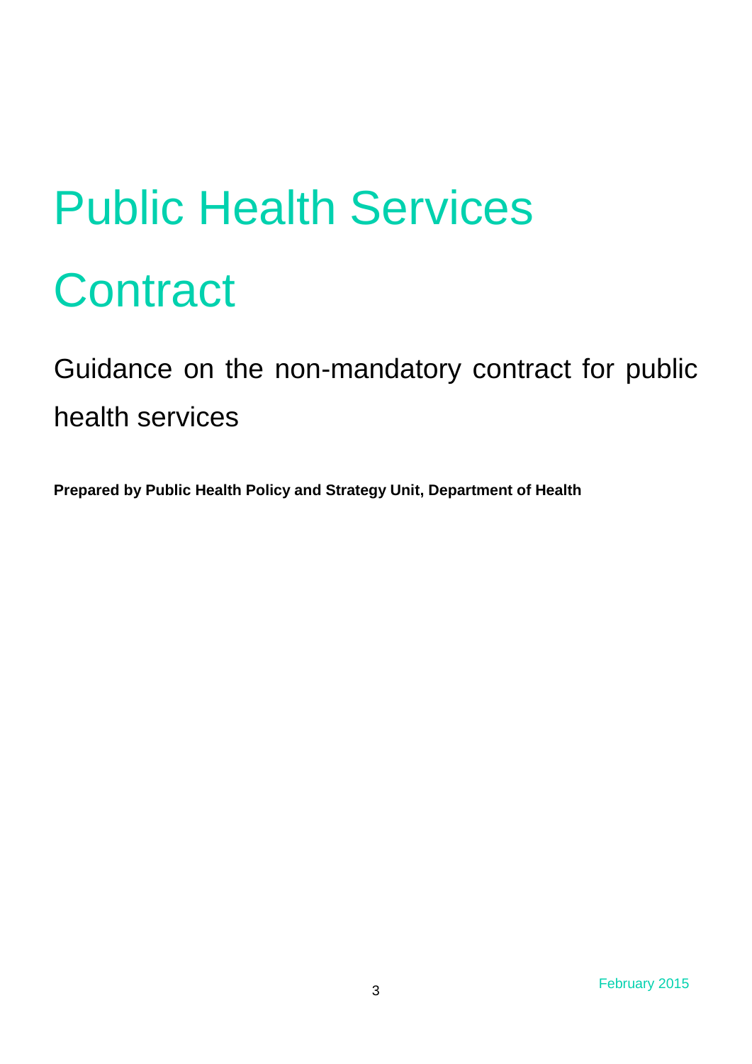# Public Health Services Contract

## Guidance on the non-mandatory contract for public health services

**Prepared by Public Health Policy and Strategy Unit, Department of Health**

February 2015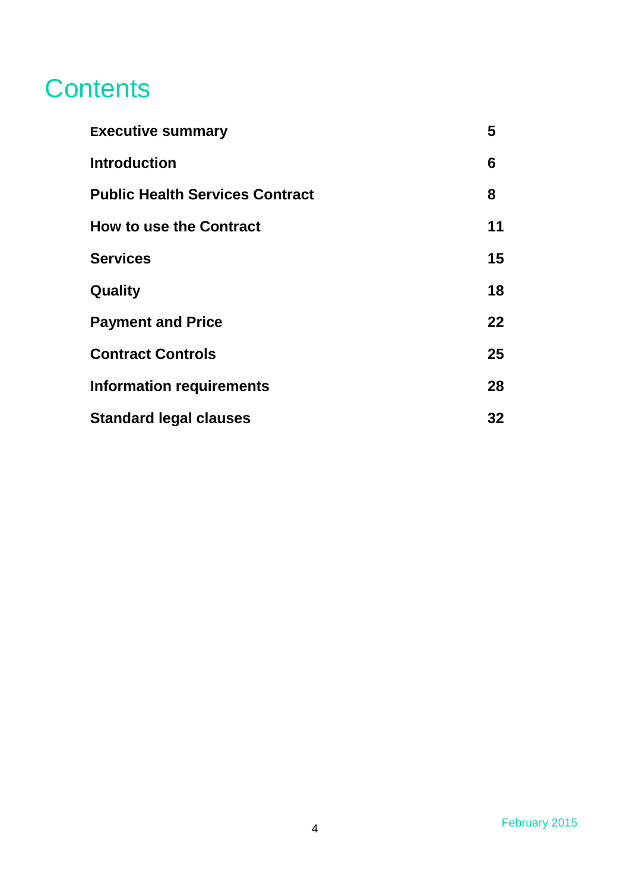# Contents

| | |
|---|---|
| **Executive summary** | **5** |
| **Introduction** | **6** |
| **Public Health Services Contract** | **8** |
| **How to use the Contract** | **11** |
| **Services** | **15** |
| **Quality** | **18** |
| **Payment and Price** | **22** |
| **Contract Controls** | **25** |
| **Information requirements** | **28** |
| **Standard legal clauses** | **32** |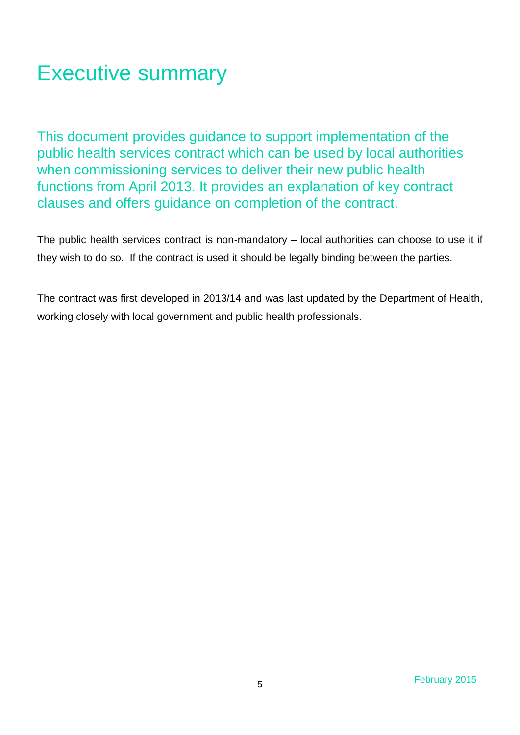# Executive summary

This document provides guidance to support implementation of the public health services contract which can be used by local authorities when commissioning services to deliver their new public health functions from April 2013. It provides an explanation of key contract clauses and offers guidance on completion of the contract.

The public health services contract is non-mandatory – local authorities can choose to use it if they wish to do so. If the contract is used it should be legally binding between the parties.

The contract was first developed in 2013/14 and was last updated by the Department of Health, working closely with local government and public health professionals.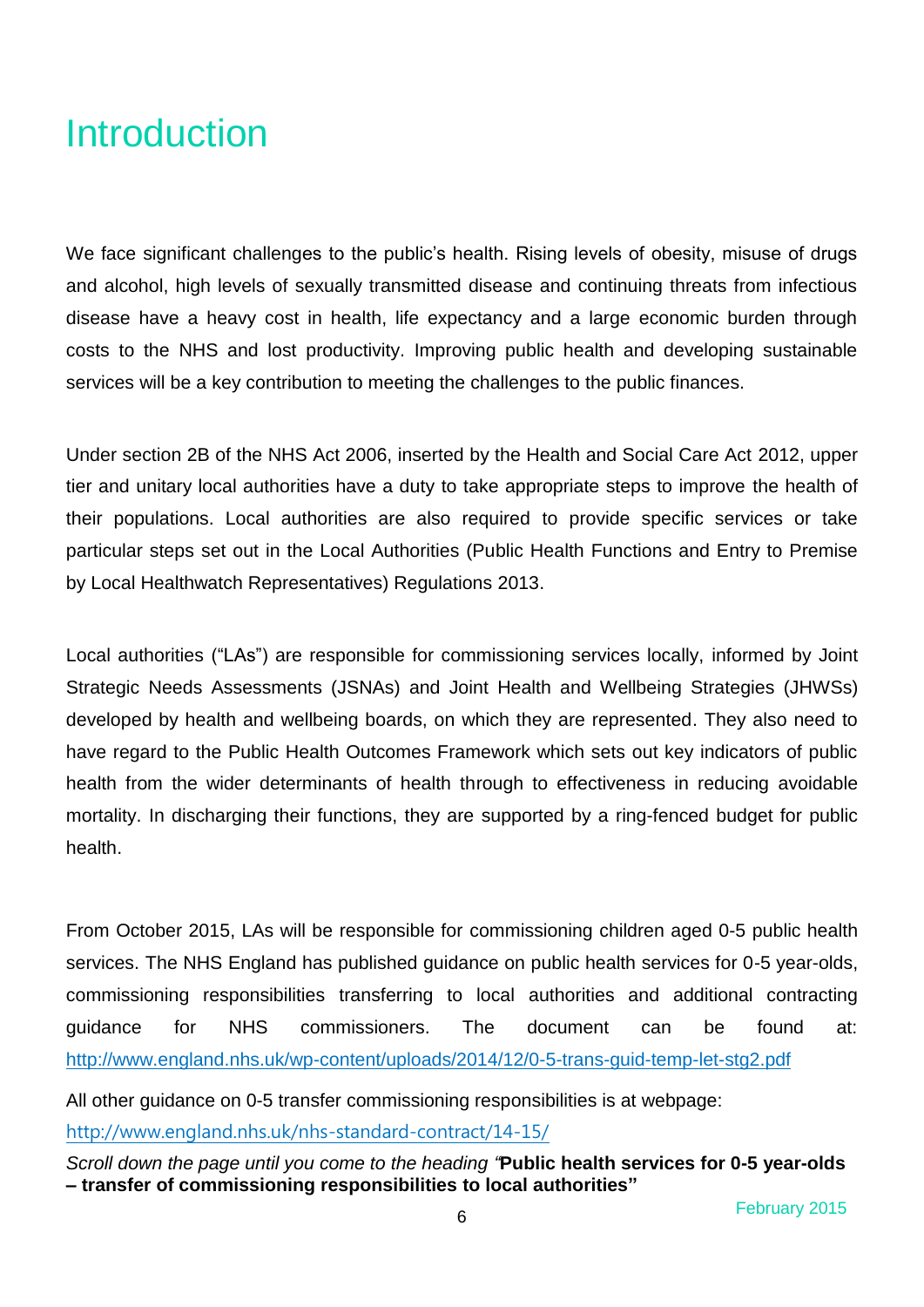# Introduction

We face significant challenges to the public's health. Rising levels of obesity, misuse of drugs and alcohol, high levels of sexually transmitted disease and continuing threats from infectious disease have a heavy cost in health, life expectancy and a large economic burden through costs to the NHS and lost productivity. Improving public health and developing sustainable services will be a key contribution to meeting the challenges to the public finances.

Under section 2B of the NHS Act 2006, inserted by the Health and Social Care Act 2012, upper tier and unitary local authorities have a duty to take appropriate steps to improve the health of their populations. Local authorities are also required to provide specific services or take particular steps set out in the Local Authorities (Public Health Functions and Entry to Premise by Local Healthwatch Representatives) Regulations 2013.

Local authorities ("LAs") are responsible for commissioning services locally, informed by Joint Strategic Needs Assessments (JSNAs) and Joint Health and Wellbeing Strategies (JHWSs) developed by health and wellbeing boards, on which they are represented. They also need to have regard to the Public Health Outcomes Framework which sets out key indicators of public health from the wider determinants of health through to effectiveness in reducing avoidable mortality. In discharging their functions, they are supported by a ring-fenced budget for public health.

From October 2015, LAs will be responsible for commissioning children aged 0-5 public health services. The NHS England has published guidance on public health services for 0-5 year-olds, commissioning responsibilities transferring to local authorities and additional contracting guidance for NHS commissioners. The document can be found at: http://www.england.nhs.uk/wp-content/uploads/2014/12/0-5-trans-guid-temp-let-stg2.pdf

All other guidance on 0-5 transfer commissioning responsibilities is at webpage: http://www.england.nhs.uk/nhs-standard-contract/14-15/

*Scroll down the page until you come to the heading "***Public health services for 0-5 year-olds – transfer of commissioning responsibilities to local authorities"**

February 2015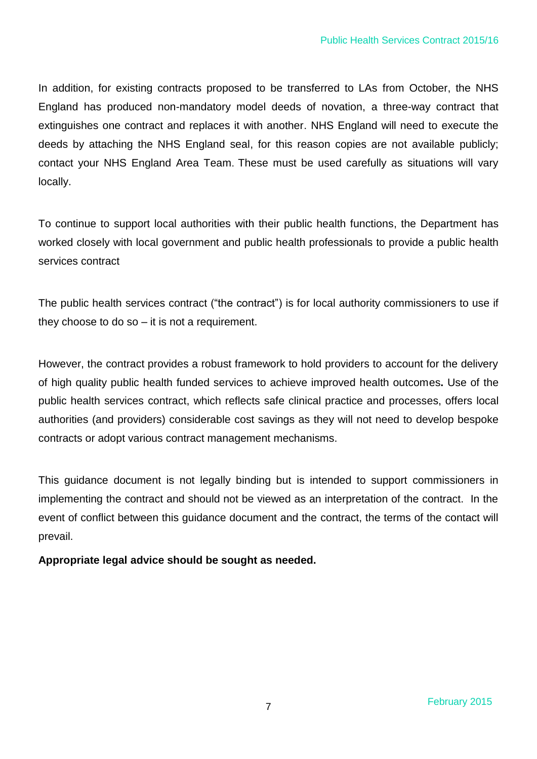In addition, for existing contracts proposed to be transferred to LAs from October, the NHS England has produced non-mandatory model deeds of novation, a three-way contract that extinguishes one contract and replaces it with another. NHS England will need to execute the deeds by attaching the NHS England seal, for this reason copies are not available publicly; contact your NHS England Area Team. These must be used carefully as situations will vary locally.

To continue to support local authorities with their public health functions, the Department has worked closely with local government and public health professionals to provide a public health services contract

The public health services contract ("the contract") is for local authority commissioners to use if they choose to do so – it is not a requirement.

However, the contract provides a robust framework to hold providers to account for the delivery of high quality public health funded services to achieve improved health outcomes**.** Use of the public health services contract, which reflects safe clinical practice and processes, offers local authorities (and providers) considerable cost savings as they will not need to develop bespoke contracts or adopt various contract management mechanisms.

This guidance document is not legally binding but is intended to support commissioners in implementing the contract and should not be viewed as an interpretation of the contract. In the event of conflict between this guidance document and the contract, the terms of the contact will prevail.

**Appropriate legal advice should be sought as needed.**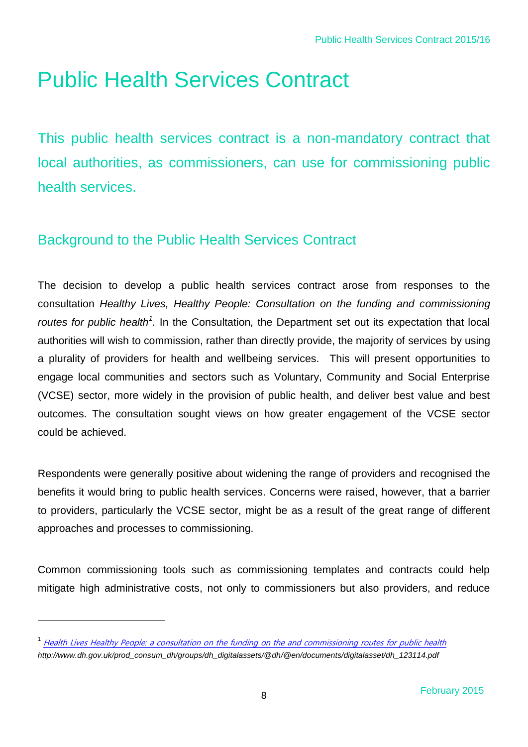# Public Health Services Contract

This public health services contract is a non-mandatory contract that local authorities, as commissioners, can use for commissioning public health services.

## Background to the Public Health Services Contract

The decision to develop a public health services contract arose from responses to the consultation *Healthy Lives, Healthy People: Consultation on the funding and commissioning routes for public health*[1]. In the Consultation, the Department set out its expectation that local authorities will wish to commission, rather than directly provide, the majority of services by using a plurality of providers for health and wellbeing services. This will present opportunities to engage local communities and sectors such as Voluntary, Community and Social Enterprise (VCSE) sector, more widely in the provision of public health, and deliver best value and best outcomes. The consultation sought views on how greater engagement of the VCSE sector could be achieved.

Respondents were generally positive about widening the range of providers and recognised the benefits it would bring to public health services. Concerns were raised, however, that a barrier to providers, particularly the VCSE sector, might be as a result of the great range of different approaches and processes to commissioning.

Common commissioning tools such as commissioning templates and contracts could help mitigate high administrative costs, not only to commissioners but also providers, and reduce

---

[1] *Health Lives Healthy People: a consultation on the funding on the and commissioning routes for public health*
*http://www.dh.gov.uk/prod_consum_dh/groups/dh_digitalassets/@dh/@en/documents/digitalasset/dh_123114.pdf*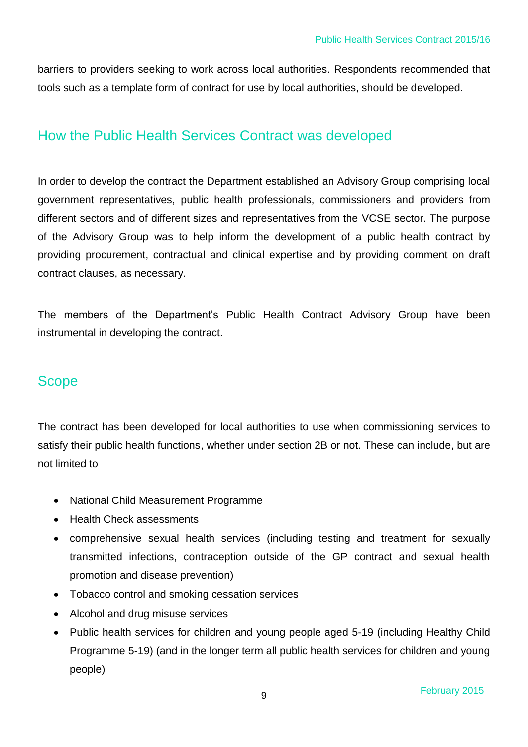barriers to providers seeking to work across local authorities. Respondents recommended that tools such as a template form of contract for use by local authorities, should be developed.

## How the Public Health Services Contract was developed

In order to develop the contract the Department established an Advisory Group comprising local government representatives, public health professionals, commissioners and providers from different sectors and of different sizes and representatives from the VCSE sector. The purpose of the Advisory Group was to help inform the development of a public health contract by providing procurement, contractual and clinical expertise and by providing comment on draft contract clauses, as necessary.

The members of the Department's Public Health Contract Advisory Group have been instrumental in developing the contract.

## Scope

The contract has been developed for local authorities to use when commissioning services to satisfy their public health functions, whether under section 2B or not. These can include, but are not limited to

- National Child Measurement Programme
- Health Check assessments
- comprehensive sexual health services (including testing and treatment for sexually transmitted infections, contraception outside of the GP contract and sexual health promotion and disease prevention)
- Tobacco control and smoking cessation services
- Alcohol and drug misuse services
- Public health services for children and young people aged 5-19 (including Healthy Child Programme 5-19) (and in the longer term all public health services for children and young people)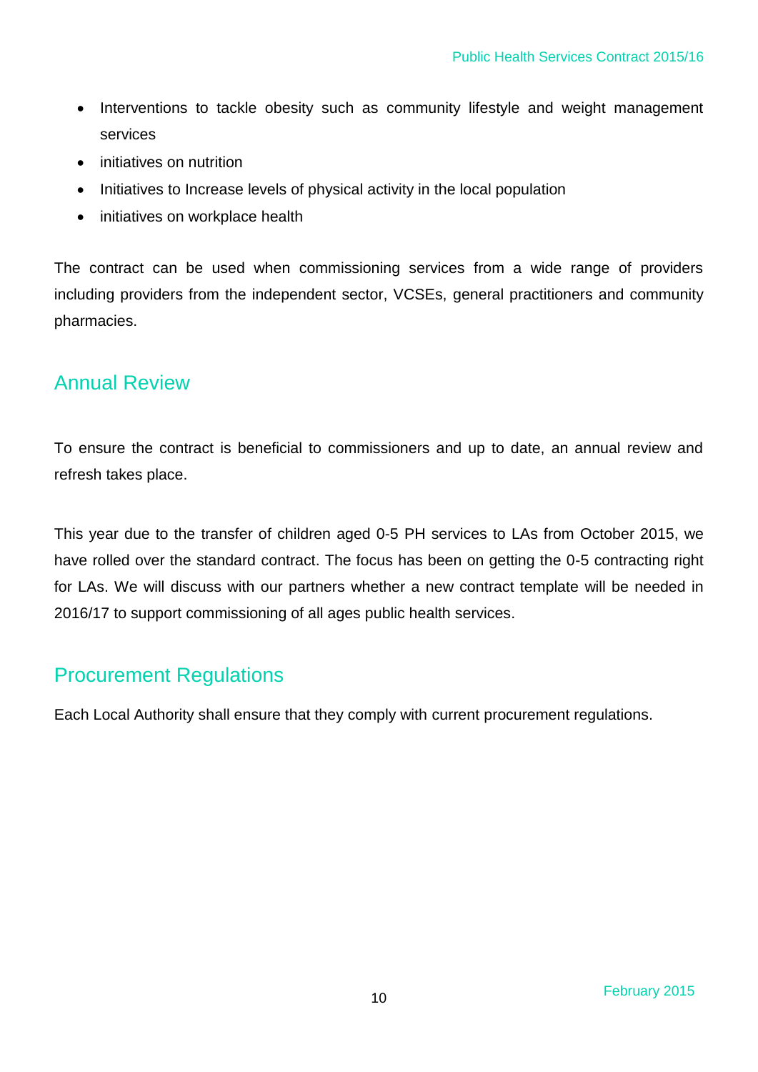- Interventions to tackle obesity such as community lifestyle and weight management services
- initiatives on nutrition
- Initiatives to Increase levels of physical activity in the local population
- initiatives on workplace health

The contract can be used when commissioning services from a wide range of providers including providers from the independent sector, VCSEs, general practitioners and community pharmacies.

## Annual Review

To ensure the contract is beneficial to commissioners and up to date, an annual review and refresh takes place.

This year due to the transfer of children aged 0-5 PH services to LAs from October 2015, we have rolled over the standard contract. The focus has been on getting the 0-5 contracting right for LAs. We will discuss with our partners whether a new contract template will be needed in 2016/17 to support commissioning of all ages public health services.

## Procurement Regulations

Each Local Authority shall ensure that they comply with current procurement regulations.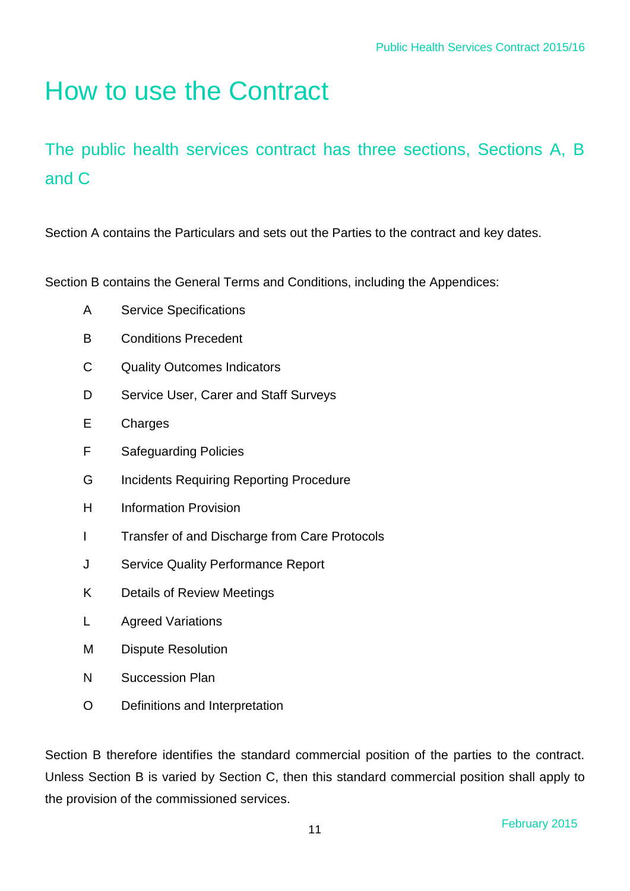# How to use the Contract

## The public health services contract has three sections, Sections A, B and C

Section A contains the Particulars and sets out the Parties to the contract and key dates.

Section B contains the General Terms and Conditions, including the Appendices:

| | |
|---|---|
| A | Service Specifications |
| B | Conditions Precedent |
| C | Quality Outcomes Indicators |
| D | Service User, Carer and Staff Surveys |
| E | Charges |
| F | Safeguarding Policies |
| G | Incidents Requiring Reporting Procedure |
| H | Information Provision |
| I | Transfer of and Discharge from Care Protocols |
| J | Service Quality Performance Report |
| K | Details of Review Meetings |
| L | Agreed Variations |
| M | Dispute Resolution |
| N | Succession Plan |
| O | Definitions and Interpretation |

Section B therefore identifies the standard commercial position of the parties to the contract. Unless Section B is varied by Section C, then this standard commercial position shall apply to the provision of the commissioned services.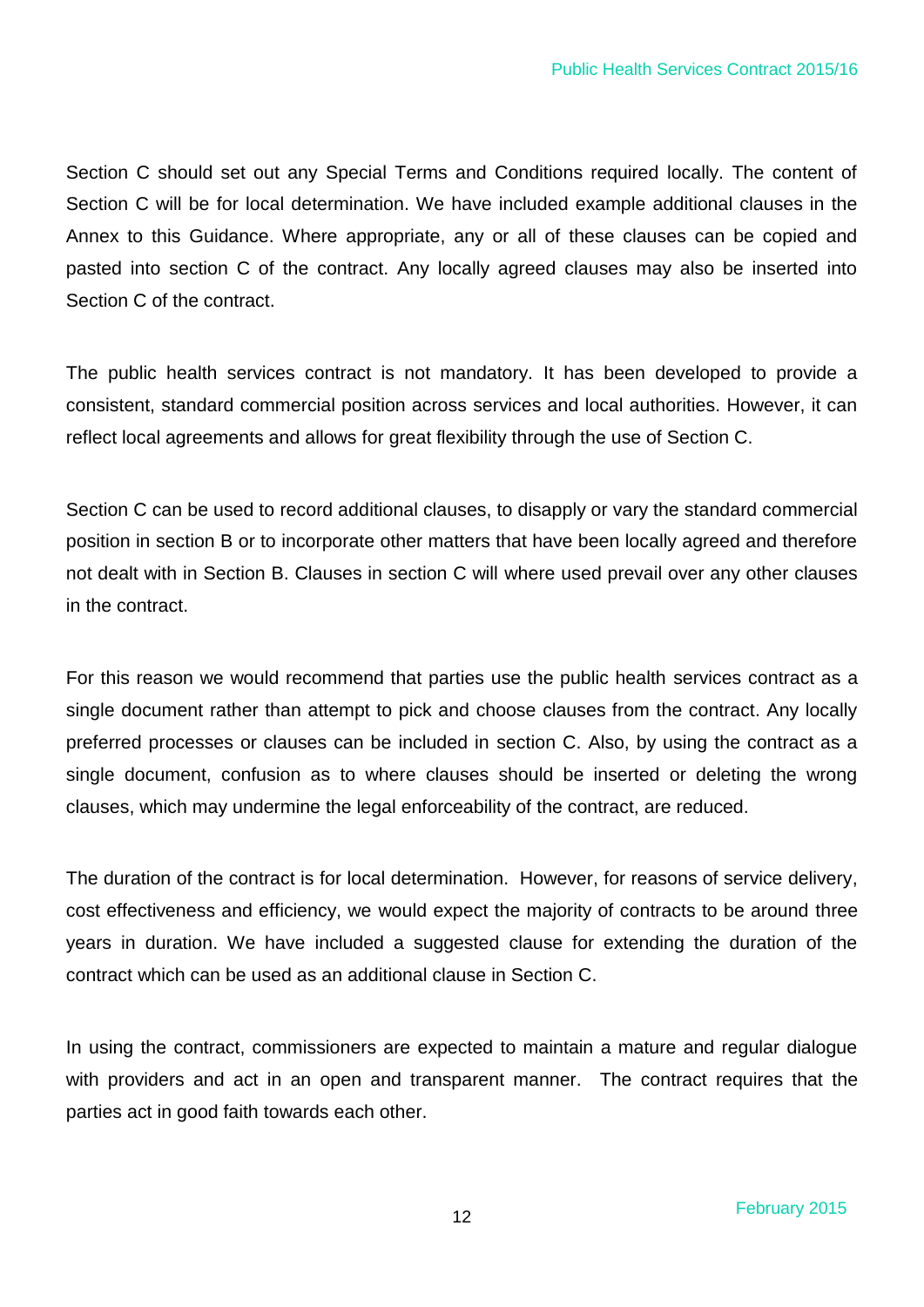Section C should set out any Special Terms and Conditions required locally. The content of Section C will be for local determination. We have included example additional clauses in the Annex to this Guidance. Where appropriate, any or all of these clauses can be copied and pasted into section C of the contract. Any locally agreed clauses may also be inserted into Section C of the contract.

The public health services contract is not mandatory. It has been developed to provide a consistent, standard commercial position across services and local authorities. However, it can reflect local agreements and allows for great flexibility through the use of Section C.

Section C can be used to record additional clauses, to disapply or vary the standard commercial position in section B or to incorporate other matters that have been locally agreed and therefore not dealt with in Section B. Clauses in section C will where used prevail over any other clauses in the contract.

For this reason we would recommend that parties use the public health services contract as a single document rather than attempt to pick and choose clauses from the contract. Any locally preferred processes or clauses can be included in section C. Also, by using the contract as a single document, confusion as to where clauses should be inserted or deleting the wrong clauses, which may undermine the legal enforceability of the contract, are reduced.

The duration of the contract is for local determination. However, for reasons of service delivery, cost effectiveness and efficiency, we would expect the majority of contracts to be around three years in duration. We have included a suggested clause for extending the duration of the contract which can be used as an additional clause in Section C.

In using the contract, commissioners are expected to maintain a mature and regular dialogue with providers and act in an open and transparent manner. The contract requires that the parties act in good faith towards each other.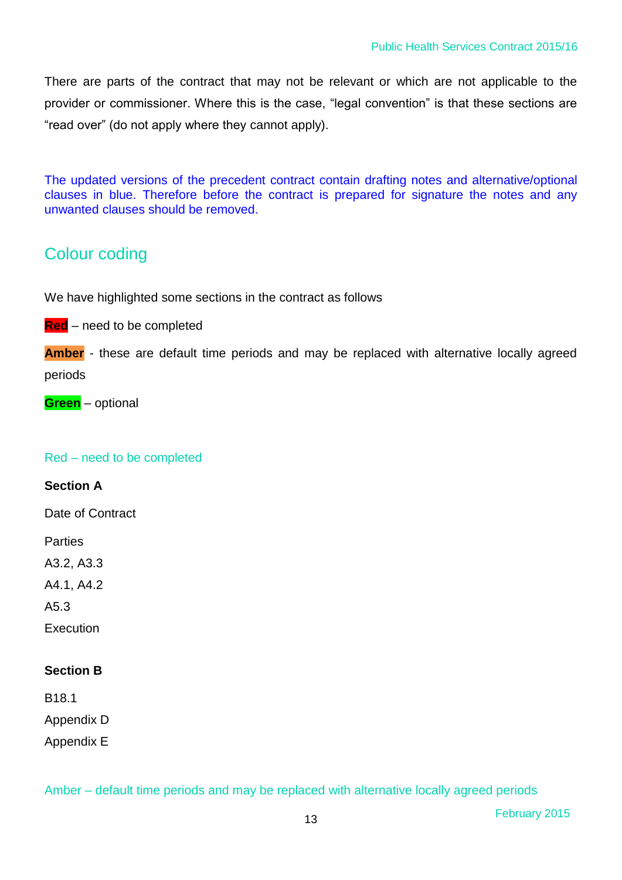There are parts of the contract that may not be relevant or which are not applicable to the provider or commissioner. Where this is the case, "legal convention" is that these sections are "read over" (do not apply where they cannot apply).

The updated versions of the precedent contract contain drafting notes and alternative/optional clauses in blue. Therefore before the contract is prepared for signature the notes and any unwanted clauses should be removed.

## Colour coding

We have highlighted some sections in the contract as follows

**Red** – need to be completed

**Amber** - these are default time periods and may be replaced with alternative locally agreed periods

**Green** – optional

### Red – need to be completed

**Section A**

Date of Contract

Parties

A3.2, A3.3

A4.1, A4.2

A5.3

Execution

**Section B**

B18.1

Appendix D

Appendix E

### Amber – default time periods and may be replaced with alternative locally agreed periods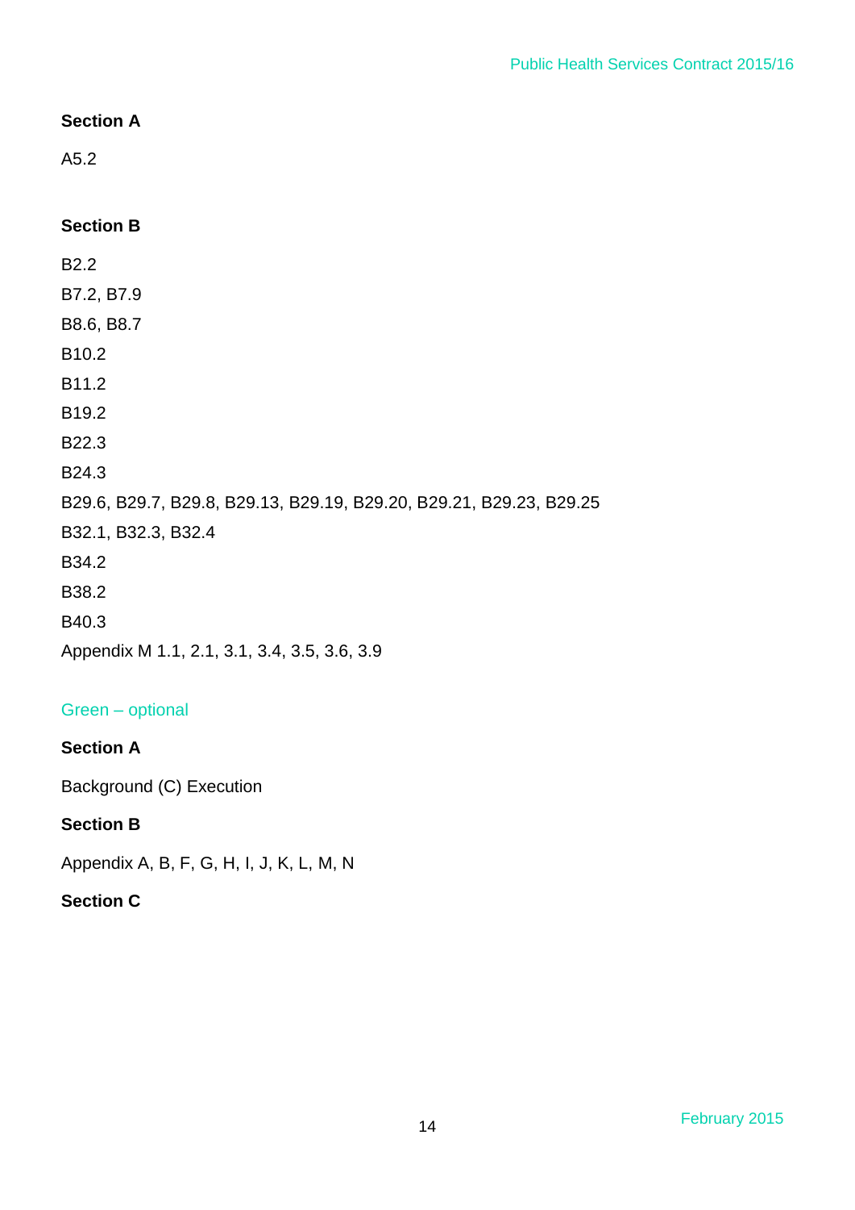**Section A**

A5.2

**Section B**

B2.2

B7.2, B7.9

B8.6, B8.7

B10.2

B11.2

B19.2

B22.3

B24.3

B29.6, B29.7, B29.8, B29.13, B29.19, B29.20, B29.21, B29.23, B29.25

B32.1, B32.3, B32.4

B34.2

B38.2

B40.3

Appendix M 1.1, 2.1, 3.1, 3.4, 3.5, 3.6, 3.9

Green – optional

**Section A**

Background (C) Execution

**Section B**

Appendix A, B, F, G, H, I, J, K, L, M, N

**Section C**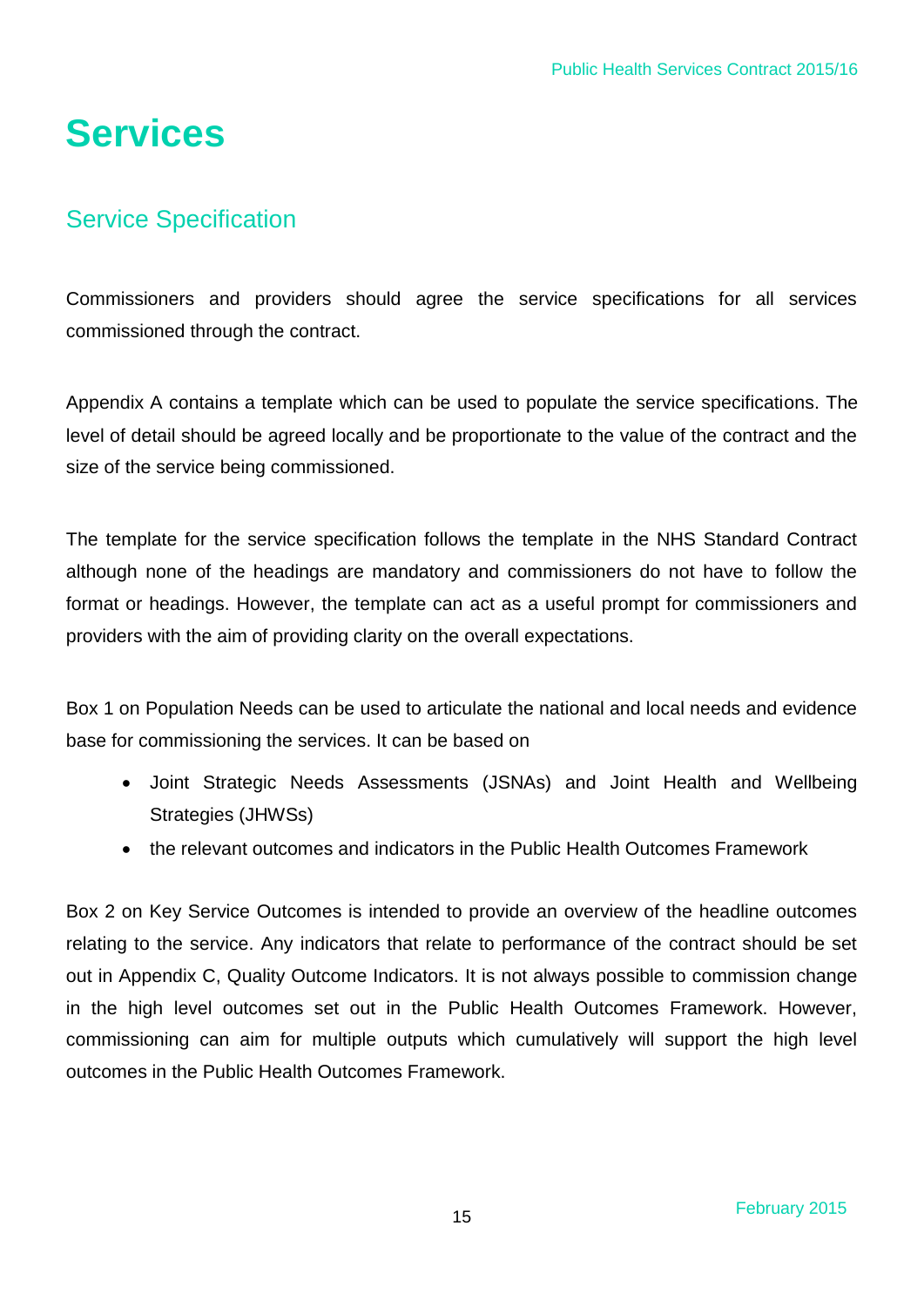# Services

## Service Specification

Commissioners and providers should agree the service specifications for all services commissioned through the contract.

Appendix A contains a template which can be used to populate the service specifications. The level of detail should be agreed locally and be proportionate to the value of the contract and the size of the service being commissioned.

The template for the service specification follows the template in the NHS Standard Contract although none of the headings are mandatory and commissioners do not have to follow the format or headings. However, the template can act as a useful prompt for commissioners and providers with the aim of providing clarity on the overall expectations.

Box 1 on Population Needs can be used to articulate the national and local needs and evidence base for commissioning the services. It can be based on

- Joint Strategic Needs Assessments (JSNAs) and Joint Health and Wellbeing Strategies (JHWSs)
- the relevant outcomes and indicators in the Public Health Outcomes Framework

Box 2 on Key Service Outcomes is intended to provide an overview of the headline outcomes relating to the service. Any indicators that relate to performance of the contract should be set out in Appendix C, Quality Outcome Indicators. It is not always possible to commission change in the high level outcomes set out in the Public Health Outcomes Framework. However, commissioning can aim for multiple outputs which cumulatively will support the high level outcomes in the Public Health Outcomes Framework.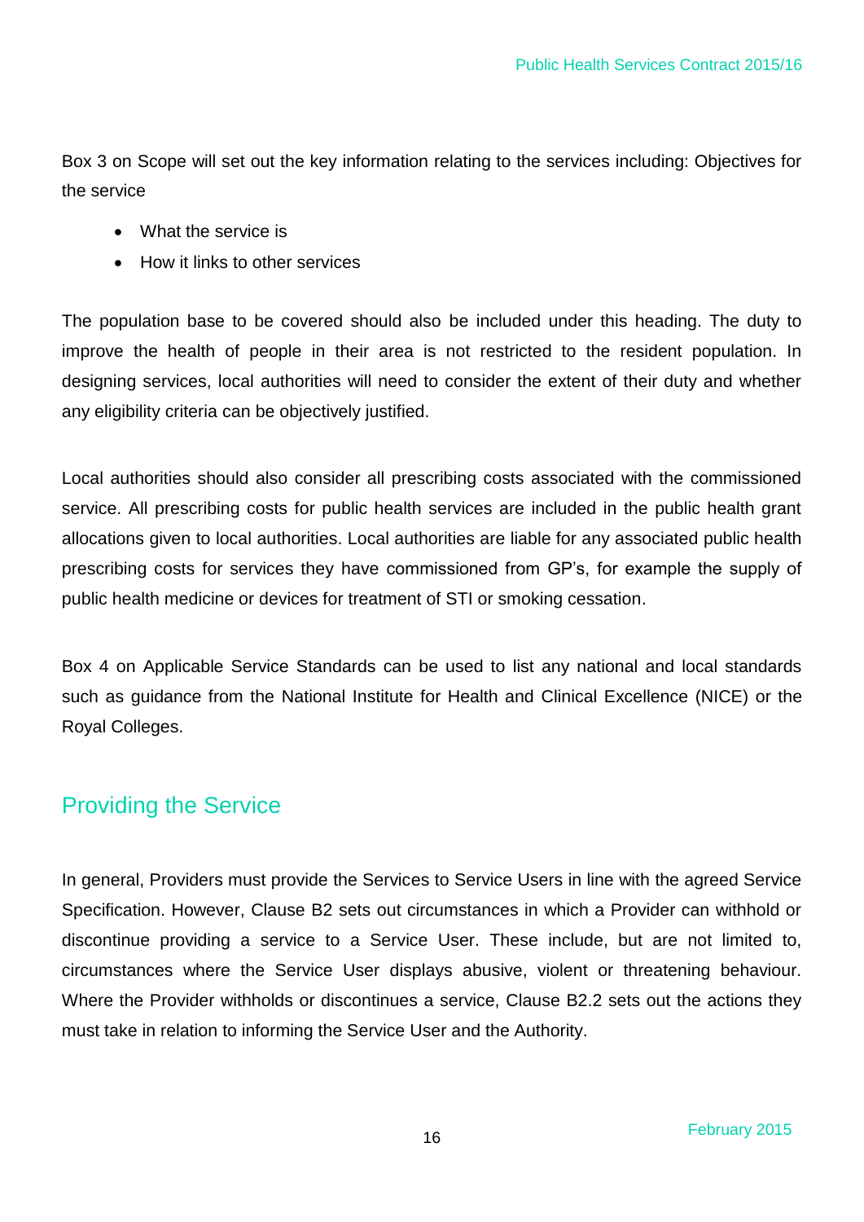Box 3 on Scope will set out the key information relating to the services including: Objectives for the service

- What the service is
- How it links to other services

The population base to be covered should also be included under this heading. The duty to improve the health of people in their area is not restricted to the resident population. In designing services, local authorities will need to consider the extent of their duty and whether any eligibility criteria can be objectively justified.

Local authorities should also consider all prescribing costs associated with the commissioned service. All prescribing costs for public health services are included in the public health grant allocations given to local authorities. Local authorities are liable for any associated public health prescribing costs for services they have commissioned from GP's, for example the supply of public health medicine or devices for treatment of STI or smoking cessation.

Box 4 on Applicable Service Standards can be used to list any national and local standards such as guidance from the National Institute for Health and Clinical Excellence (NICE) or the Royal Colleges.

## Providing the Service

In general, Providers must provide the Services to Service Users in line with the agreed Service Specification. However, Clause B2 sets out circumstances in which a Provider can withhold or discontinue providing a service to a Service User. These include, but are not limited to, circumstances where the Service User displays abusive, violent or threatening behaviour. Where the Provider withholds or discontinues a service, Clause B2.2 sets out the actions they must take in relation to informing the Service User and the Authority.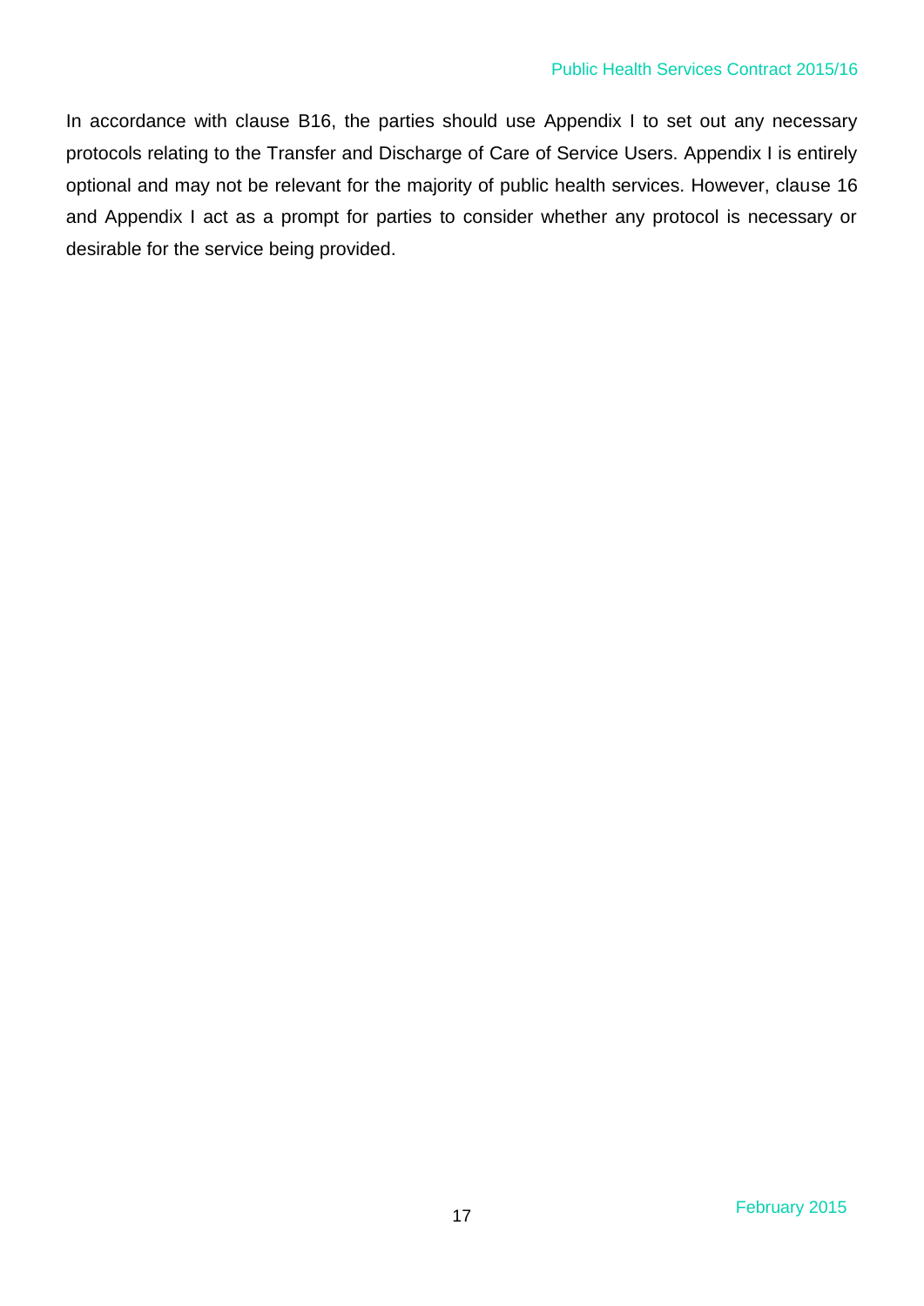In accordance with clause B16, the parties should use Appendix I to set out any necessary protocols relating to the Transfer and Discharge of Care of Service Users. Appendix I is entirely optional and may not be relevant for the majority of public health services. However, clause 16 and Appendix I act as a prompt for parties to consider whether any protocol is necessary or desirable for the service being provided.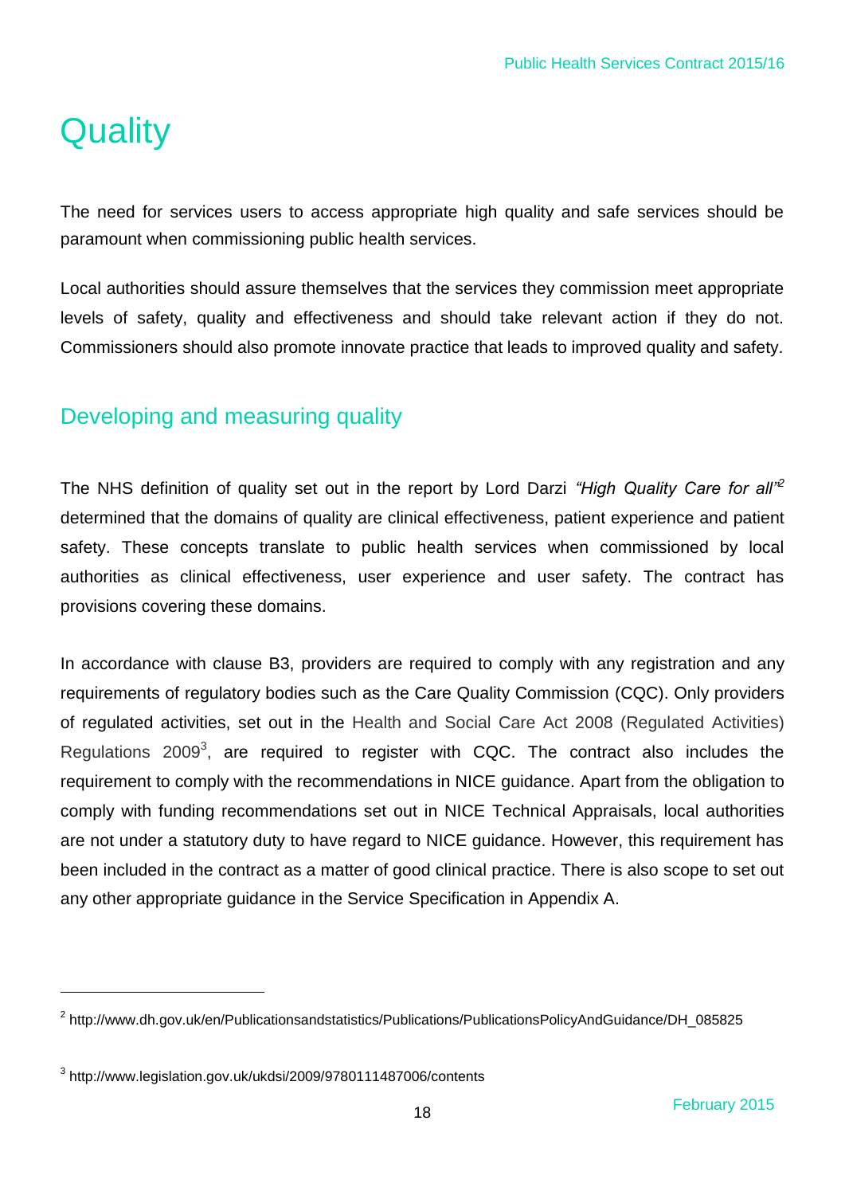# Quality

The need for services users to access appropriate high quality and safe services should be paramount when commissioning public health services.

Local authorities should assure themselves that the services they commission meet appropriate levels of safety, quality and effectiveness and should take relevant action if they do not. Commissioners should also promote innovate practice that leads to improved quality and safety.

## Developing and measuring quality

The NHS definition of quality set out in the report by Lord Darzi *"High Quality Care for all"*[2] determined that the domains of quality are clinical effectiveness, patient experience and patient safety. These concepts translate to public health services when commissioned by local authorities as clinical effectiveness, user experience and user safety. The contract has provisions covering these domains.

In accordance with clause B3, providers are required to comply with any registration and any requirements of regulatory bodies such as the Care Quality Commission (CQC). Only providers of regulated activities, set out in the Health and Social Care Act 2008 (Regulated Activities) Regulations 2009[3], are required to register with CQC. The contract also includes the requirement to comply with the recommendations in NICE guidance. Apart from the obligation to comply with funding recommendations set out in NICE Technical Appraisals, local authorities are not under a statutory duty to have regard to NICE guidance. However, this requirement has been included in the contract as a matter of good clinical practice. There is also scope to set out any other appropriate guidance in the Service Specification in Appendix A.

---

[2] http://www.dh.gov.uk/en/Publicationsandstatistics/Publications/PublicationsPolicyAndGuidance/DH_085825

[3] http://www.legislation.gov.uk/ukdsi/2009/9780111487006/contents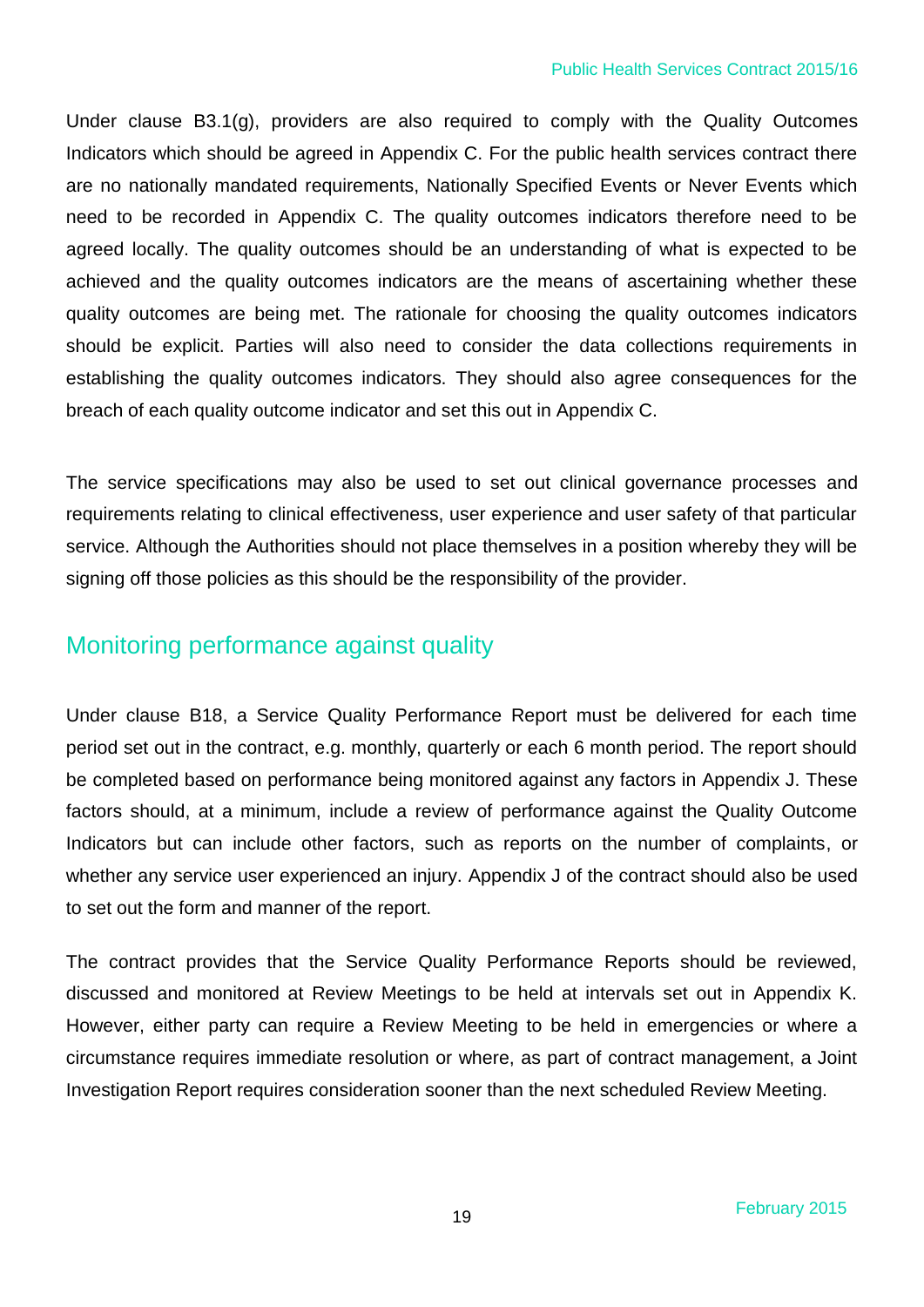Under clause B3.1(g), providers are also required to comply with the Quality Outcomes Indicators which should be agreed in Appendix C. For the public health services contract there are no nationally mandated requirements, Nationally Specified Events or Never Events which need to be recorded in Appendix C. The quality outcomes indicators therefore need to be agreed locally. The quality outcomes should be an understanding of what is expected to be achieved and the quality outcomes indicators are the means of ascertaining whether these quality outcomes are being met. The rationale for choosing the quality outcomes indicators should be explicit. Parties will also need to consider the data collections requirements in establishing the quality outcomes indicators. They should also agree consequences for the breach of each quality outcome indicator and set this out in Appendix C.

The service specifications may also be used to set out clinical governance processes and requirements relating to clinical effectiveness, user experience and user safety of that particular service. Although the Authorities should not place themselves in a position whereby they will be signing off those policies as this should be the responsibility of the provider.

## Monitoring performance against quality

Under clause B18, a Service Quality Performance Report must be delivered for each time period set out in the contract, e.g. monthly, quarterly or each 6 month period. The report should be completed based on performance being monitored against any factors in Appendix J. These factors should, at a minimum, include a review of performance against the Quality Outcome Indicators but can include other factors, such as reports on the number of complaints, or whether any service user experienced an injury. Appendix J of the contract should also be used to set out the form and manner of the report.

The contract provides that the Service Quality Performance Reports should be reviewed, discussed and monitored at Review Meetings to be held at intervals set out in Appendix K. However, either party can require a Review Meeting to be held in emergencies or where a circumstance requires immediate resolution or where, as part of contract management, a Joint Investigation Report requires consideration sooner than the next scheduled Review Meeting.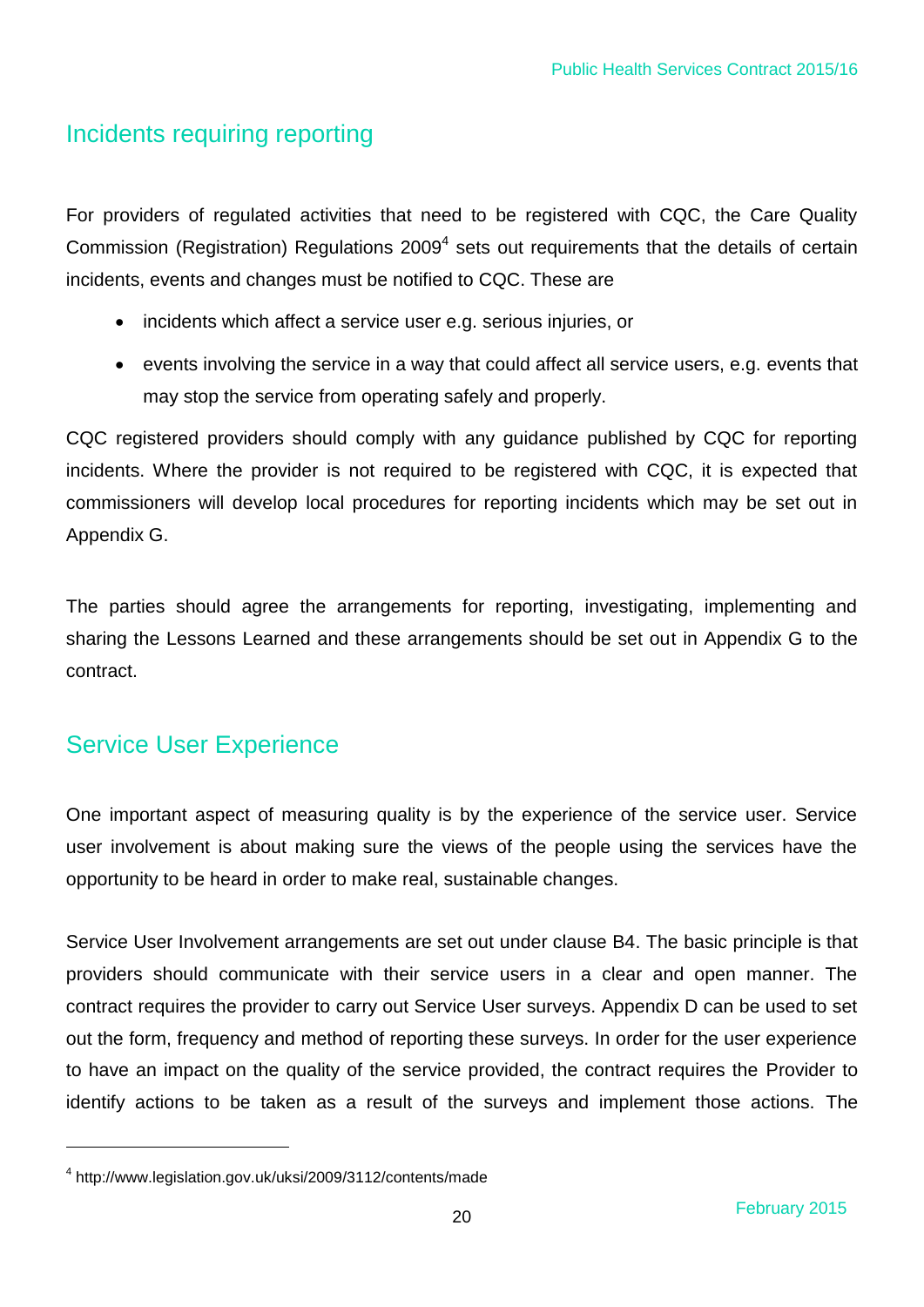## Incidents requiring reporting

For providers of regulated activities that need to be registered with CQC, the Care Quality Commission (Registration) Regulations 2009[4] sets out requirements that the details of certain incidents, events and changes must be notified to CQC. These are

- incidents which affect a service user e.g. serious injuries, or
- events involving the service in a way that could affect all service users, e.g. events that may stop the service from operating safely and properly.

CQC registered providers should comply with any guidance published by CQC for reporting incidents. Where the provider is not required to be registered with CQC, it is expected that commissioners will develop local procedures for reporting incidents which may be set out in Appendix G.

The parties should agree the arrangements for reporting, investigating, implementing and sharing the Lessons Learned and these arrangements should be set out in Appendix G to the contract.

## Service User Experience

One important aspect of measuring quality is by the experience of the service user. Service user involvement is about making sure the views of the people using the services have the opportunity to be heard in order to make real, sustainable changes.

Service User Involvement arrangements are set out under clause B4. The basic principle is that providers should communicate with their service users in a clear and open manner. The contract requires the provider to carry out Service User surveys. Appendix D can be used to set out the form, frequency and method of reporting these surveys. In order for the user experience to have an impact on the quality of the service provided, the contract requires the Provider to identify actions to be taken as a result of the surveys and implement those actions. The

[4] http://www.legislation.gov.uk/uksi/2009/3112/contents/made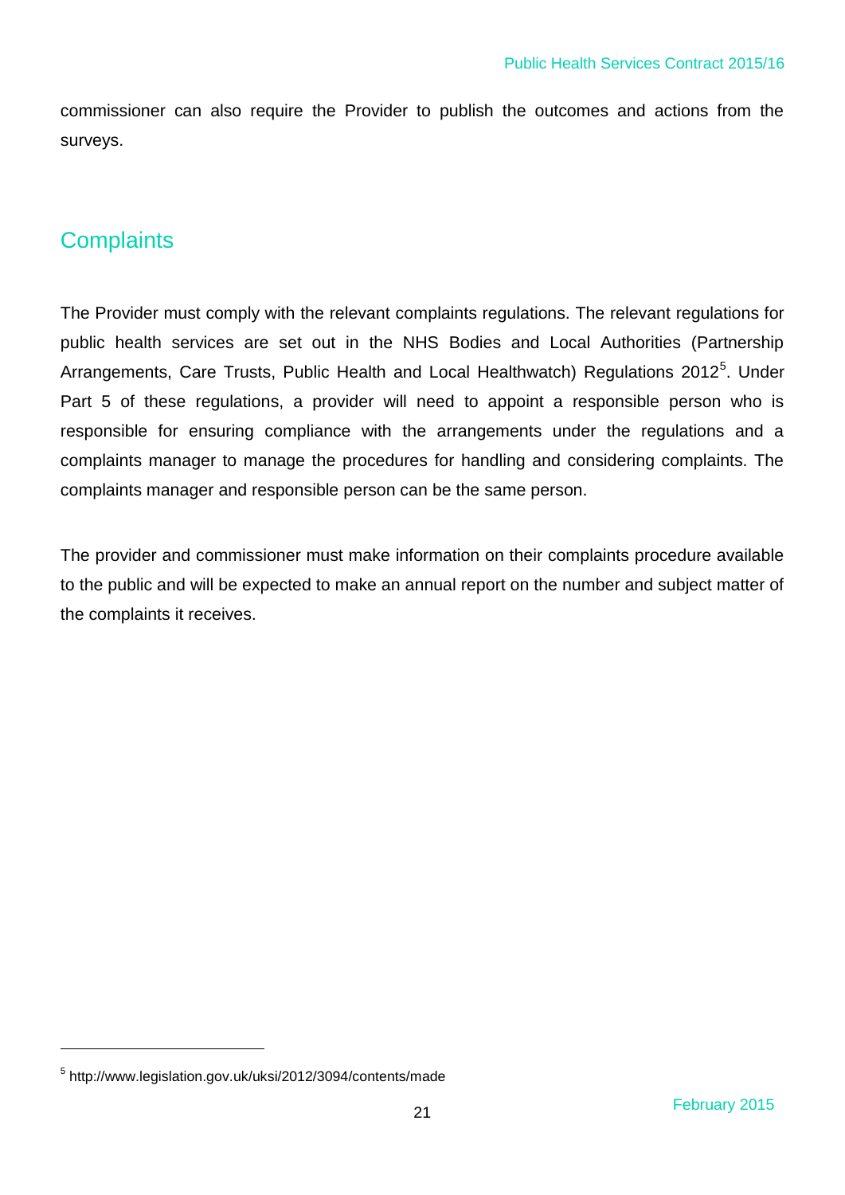commissioner can also require the Provider to publish the outcomes and actions from the surveys.

## Complaints

The Provider must comply with the relevant complaints regulations. The relevant regulations for public health services are set out in the NHS Bodies and Local Authorities (Partnership Arrangements, Care Trusts, Public Health and Local Healthwatch) Regulations 2012[5]. Under Part 5 of these regulations, a provider will need to appoint a responsible person who is responsible for ensuring compliance with the arrangements under the regulations and a complaints manager to manage the procedures for handling and considering complaints. The complaints manager and responsible person can be the same person.

The provider and commissioner must make information on their complaints procedure available to the public and will be expected to make an annual report on the number and subject matter of the complaints it receives.

[5] http://www.legislation.gov.uk/uksi/2012/3094/contents/made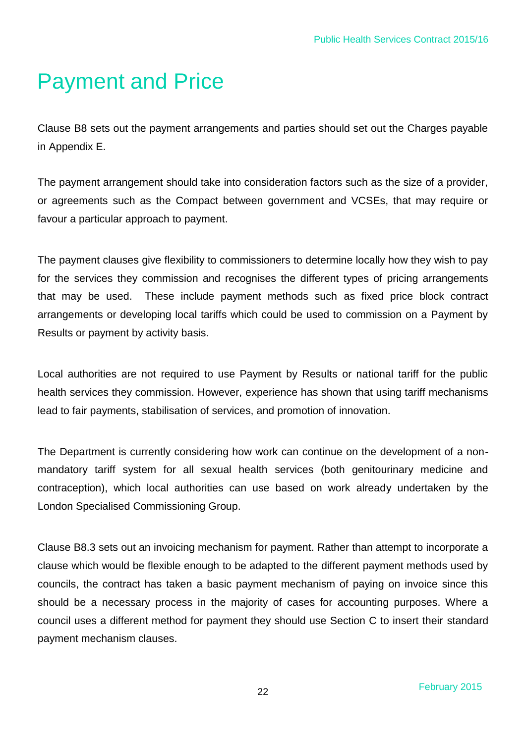# Payment and Price

Clause B8 sets out the payment arrangements and parties should set out the Charges payable in Appendix E.

The payment arrangement should take into consideration factors such as the size of a provider, or agreements such as the Compact between government and VCSEs, that may require or favour a particular approach to payment.

The payment clauses give flexibility to commissioners to determine locally how they wish to pay for the services they commission and recognises the different types of pricing arrangements that may be used. These include payment methods such as fixed price block contract arrangements or developing local tariffs which could be used to commission on a Payment by Results or payment by activity basis.

Local authorities are not required to use Payment by Results or national tariff for the public health services they commission. However, experience has shown that using tariff mechanisms lead to fair payments, stabilisation of services, and promotion of innovation.

The Department is currently considering how work can continue on the development of a non-mandatory tariff system for all sexual health services (both genitourinary medicine and contraception), which local authorities can use based on work already undertaken by the London Specialised Commissioning Group.

Clause B8.3 sets out an invoicing mechanism for payment. Rather than attempt to incorporate a clause which would be flexible enough to be adapted to the different payment methods used by councils, the contract has taken a basic payment mechanism of paying on invoice since this should be a necessary process in the majority of cases for accounting purposes. Where a council uses a different method for payment they should use Section C to insert their standard payment mechanism clauses.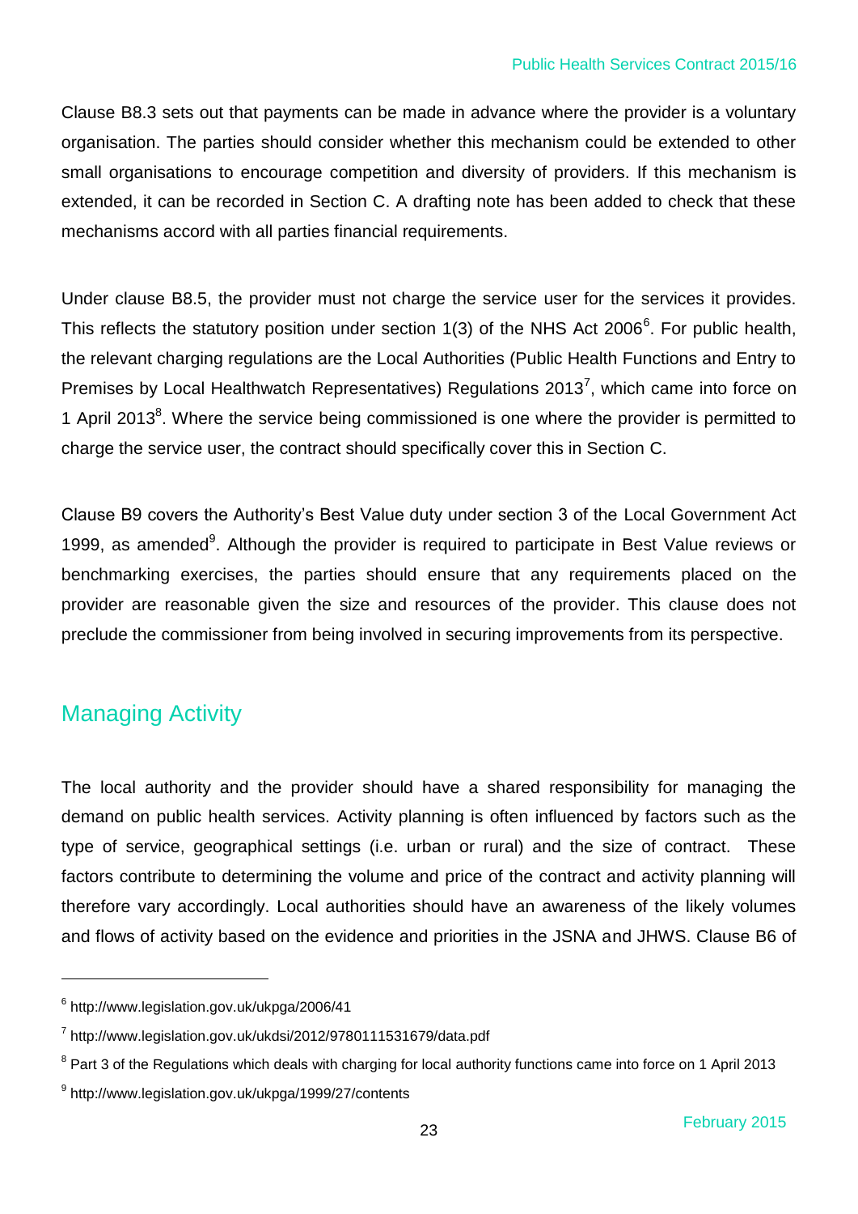Clause B8.3 sets out that payments can be made in advance where the provider is a voluntary organisation. The parties should consider whether this mechanism could be extended to other small organisations to encourage competition and diversity of providers. If this mechanism is extended, it can be recorded in Section C. A drafting note has been added to check that these mechanisms accord with all parties financial requirements.

Under clause B8.5, the provider must not charge the service user for the services it provides. This reflects the statutory position under section 1(3) of the NHS Act 2006[6]. For public health, the relevant charging regulations are the Local Authorities (Public Health Functions and Entry to Premises by Local Healthwatch Representatives) Regulations 2013[7], which came into force on 1 April 2013[8]. Where the service being commissioned is one where the provider is permitted to charge the service user, the contract should specifically cover this in Section C.

Clause B9 covers the Authority's Best Value duty under section 3 of the Local Government Act 1999, as amended[9]. Although the provider is required to participate in Best Value reviews or benchmarking exercises, the parties should ensure that any requirements placed on the provider are reasonable given the size and resources of the provider. This clause does not preclude the commissioner from being involved in securing improvements from its perspective.

## Managing Activity

The local authority and the provider should have a shared responsibility for managing the demand on public health services. Activity planning is often influenced by factors such as the type of service, geographical settings (i.e. urban or rural) and the size of contract. These factors contribute to determining the volume and price of the contract and activity planning will therefore vary accordingly. Local authorities should have an awareness of the likely volumes and flows of activity based on the evidence and priorities in the JSNA and JHWS. Clause B6 of

---

[6] http://www.legislation.gov.uk/ukpga/2006/41

[7] http://www.legislation.gov.uk/ukdsi/2012/9780111531679/data.pdf

[8] Part 3 of the Regulations which deals with charging for local authority functions came into force on 1 April 2013

[9] http://www.legislation.gov.uk/ukpga/1999/27/contents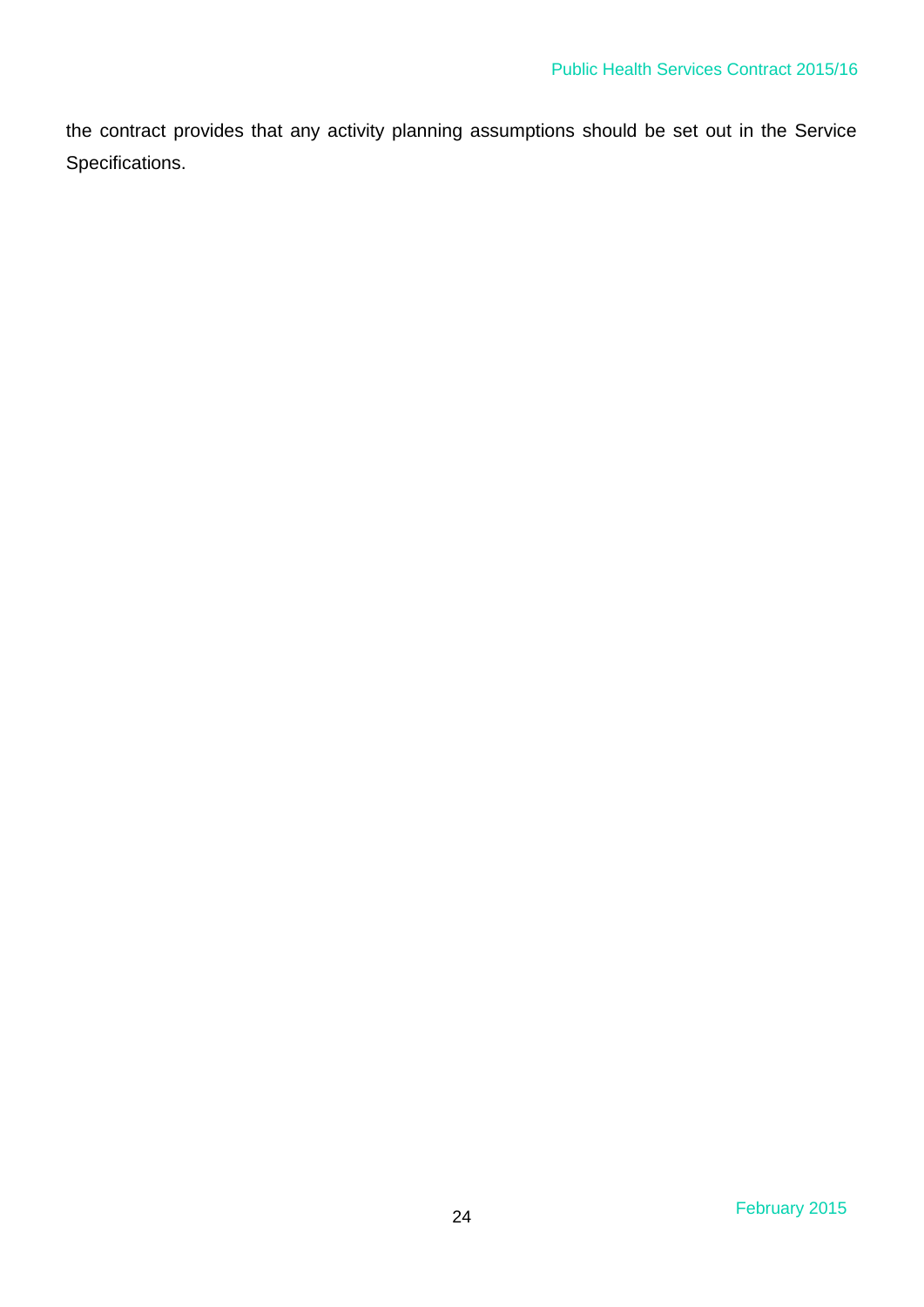the contract provides that any activity planning assumptions should be set out in the Service Specifications.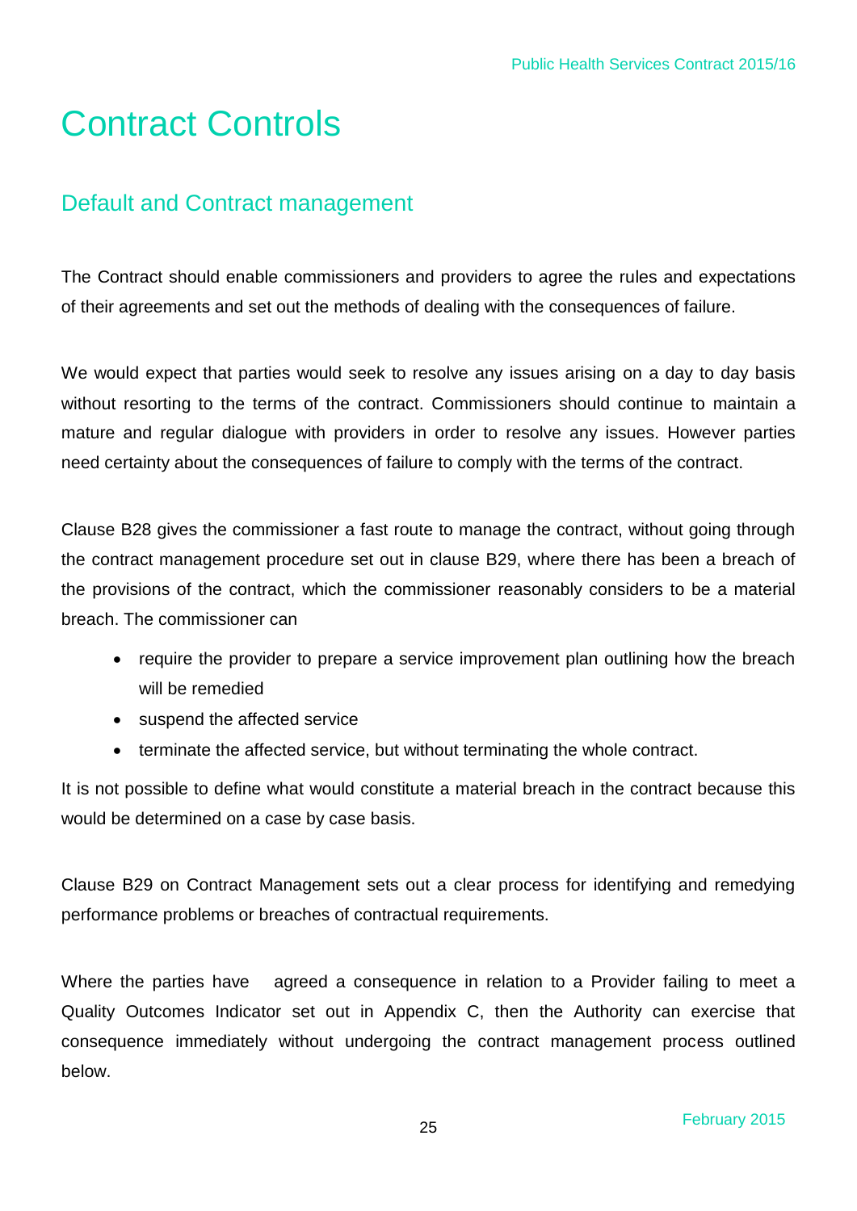# Contract Controls

## Default and Contract management

The Contract should enable commissioners and providers to agree the rules and expectations of their agreements and set out the methods of dealing with the consequences of failure.

We would expect that parties would seek to resolve any issues arising on a day to day basis without resorting to the terms of the contract. Commissioners should continue to maintain a mature and regular dialogue with providers in order to resolve any issues. However parties need certainty about the consequences of failure to comply with the terms of the contract.

Clause B28 gives the commissioner a fast route to manage the contract, without going through the contract management procedure set out in clause B29, where there has been a breach of the provisions of the contract, which the commissioner reasonably considers to be a material breach. The commissioner can

- require the provider to prepare a service improvement plan outlining how the breach will be remedied
- suspend the affected service
- terminate the affected service, but without terminating the whole contract.

It is not possible to define what would constitute a material breach in the contract because this would be determined on a case by case basis.

Clause B29 on Contract Management sets out a clear process for identifying and remedying performance problems or breaches of contractual requirements.

Where the parties have agreed a consequence in relation to a Provider failing to meet a Quality Outcomes Indicator set out in Appendix C, then the Authority can exercise that consequence immediately without undergoing the contract management process outlined below.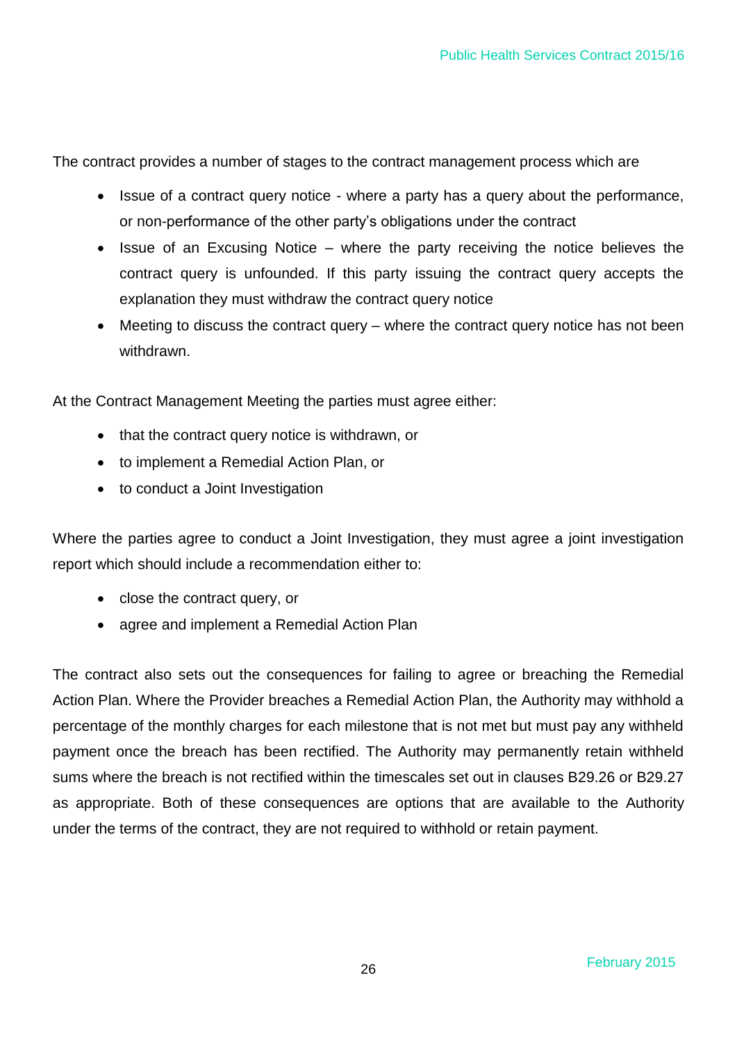The contract provides a number of stages to the contract management process which are

- Issue of a contract query notice - where a party has a query about the performance, or non-performance of the other party's obligations under the contract
- Issue of an Excusing Notice – where the party receiving the notice believes the contract query is unfounded. If this party issuing the contract query accepts the explanation they must withdraw the contract query notice
- Meeting to discuss the contract query – where the contract query notice has not been withdrawn.

At the Contract Management Meeting the parties must agree either:

- that the contract query notice is withdrawn, or
- to implement a Remedial Action Plan, or
- to conduct a Joint Investigation

Where the parties agree to conduct a Joint Investigation, they must agree a joint investigation report which should include a recommendation either to:

- close the contract query, or
- agree and implement a Remedial Action Plan

The contract also sets out the consequences for failing to agree or breaching the Remedial Action Plan. Where the Provider breaches a Remedial Action Plan, the Authority may withhold a percentage of the monthly charges for each milestone that is not met but must pay any withheld payment once the breach has been rectified. The Authority may permanently retain withheld sums where the breach is not rectified within the timescales set out in clauses B29.26 or B29.27 as appropriate. Both of these consequences are options that are available to the Authority under the terms of the contract, they are not required to withhold or retain payment.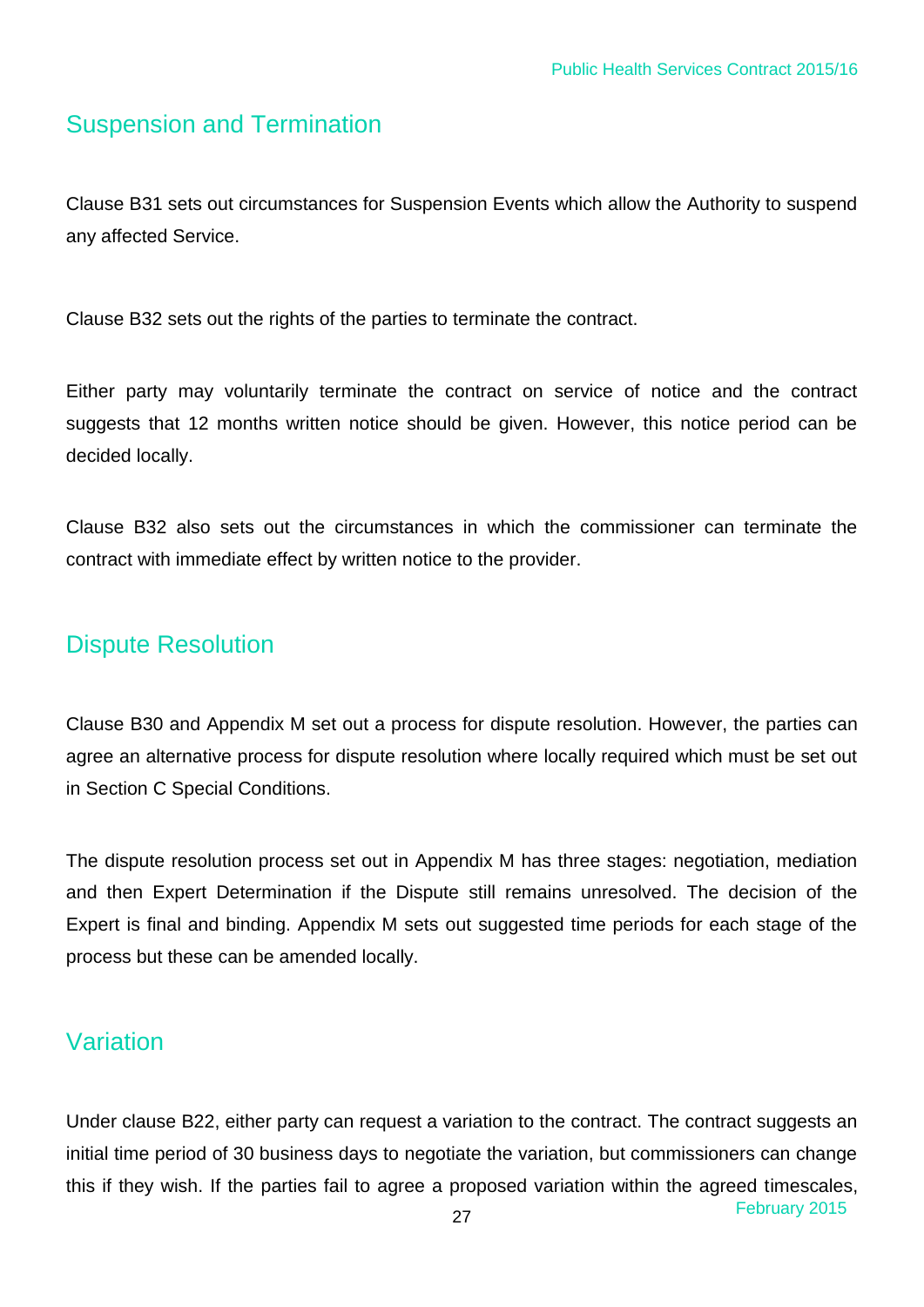## Suspension and Termination

Clause B31 sets out circumstances for Suspension Events which allow the Authority to suspend any affected Service.

Clause B32 sets out the rights of the parties to terminate the contract.

Either party may voluntarily terminate the contract on service of notice and the contract suggests that 12 months written notice should be given. However, this notice period can be decided locally.

Clause B32 also sets out the circumstances in which the commissioner can terminate the contract with immediate effect by written notice to the provider.

## Dispute Resolution

Clause B30 and Appendix M set out a process for dispute resolution. However, the parties can agree an alternative process for dispute resolution where locally required which must be set out in Section C Special Conditions.

The dispute resolution process set out in Appendix M has three stages: negotiation, mediation and then Expert Determination if the Dispute still remains unresolved. The decision of the Expert is final and binding. Appendix M sets out suggested time periods for each stage of the process but these can be amended locally.

## Variation

Under clause B22, either party can request a variation to the contract. The contract suggests an initial time period of 30 business days to negotiate the variation, but commissioners can change this if they wish. If the parties fail to agree a proposed variation within the agreed timescales,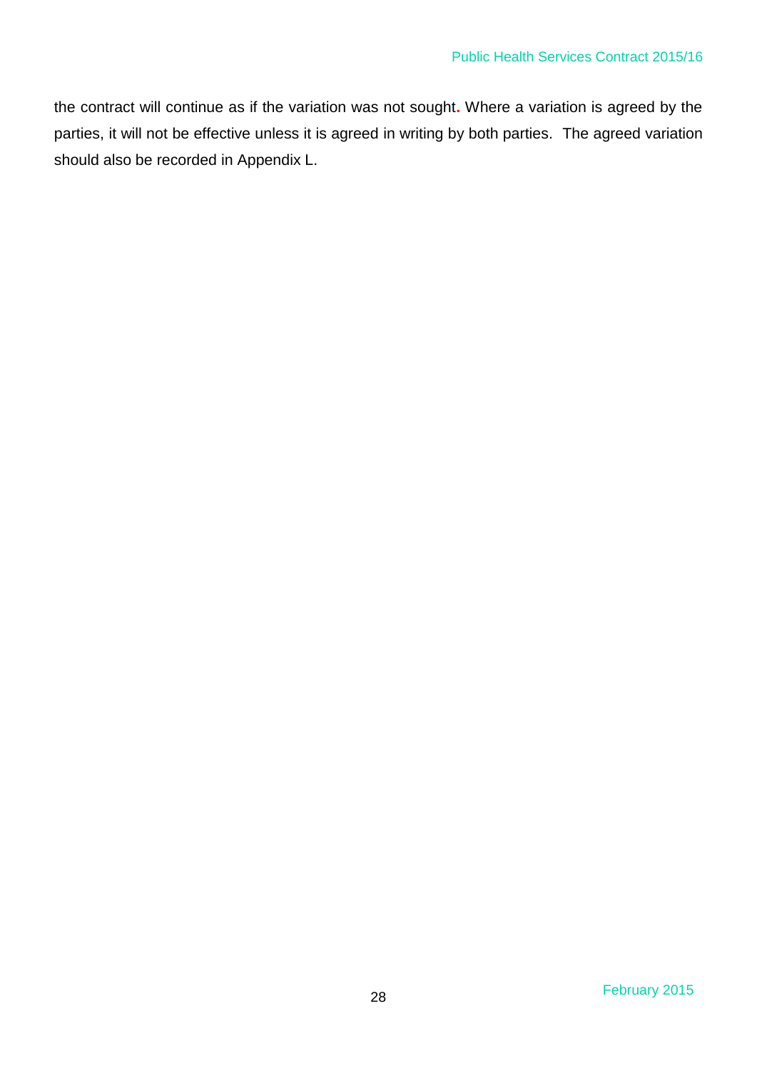the contract will continue as if the variation was not sought. Where a variation is agreed by the parties, it will not be effective unless it is agreed in writing by both parties. The agreed variation should also be recorded in Appendix L.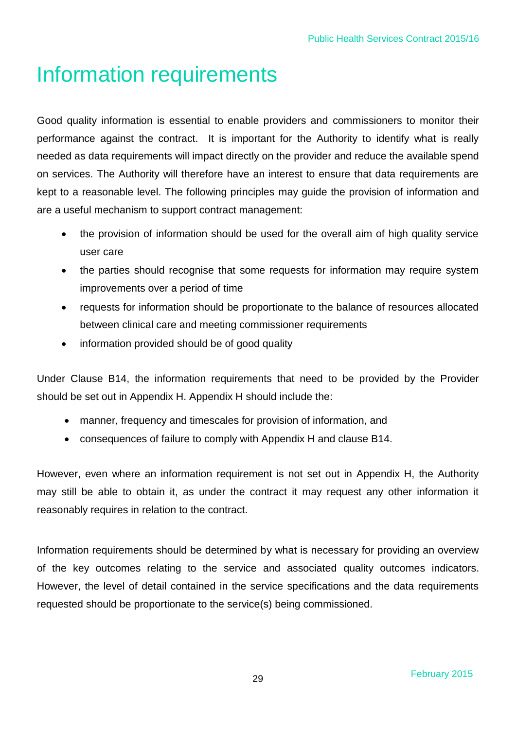# Information requirements

Good quality information is essential to enable providers and commissioners to monitor their performance against the contract. It is important for the Authority to identify what is really needed as data requirements will impact directly on the provider and reduce the available spend on services. The Authority will therefore have an interest to ensure that data requirements are kept to a reasonable level. The following principles may guide the provision of information and are a useful mechanism to support contract management:

- the provision of information should be used for the overall aim of high quality service user care
- the parties should recognise that some requests for information may require system improvements over a period of time
- requests for information should be proportionate to the balance of resources allocated between clinical care and meeting commissioner requirements
- information provided should be of good quality

Under Clause B14, the information requirements that need to be provided by the Provider should be set out in Appendix H. Appendix H should include the:

- manner, frequency and timescales for provision of information, and
- consequences of failure to comply with Appendix H and clause B14.

However, even where an information requirement is not set out in Appendix H, the Authority may still be able to obtain it, as under the contract it may request any other information it reasonably requires in relation to the contract.

Information requirements should be determined by what is necessary for providing an overview of the key outcomes relating to the service and associated quality outcomes indicators. However, the level of detail contained in the service specifications and the data requirements requested should be proportionate to the service(s) being commissioned.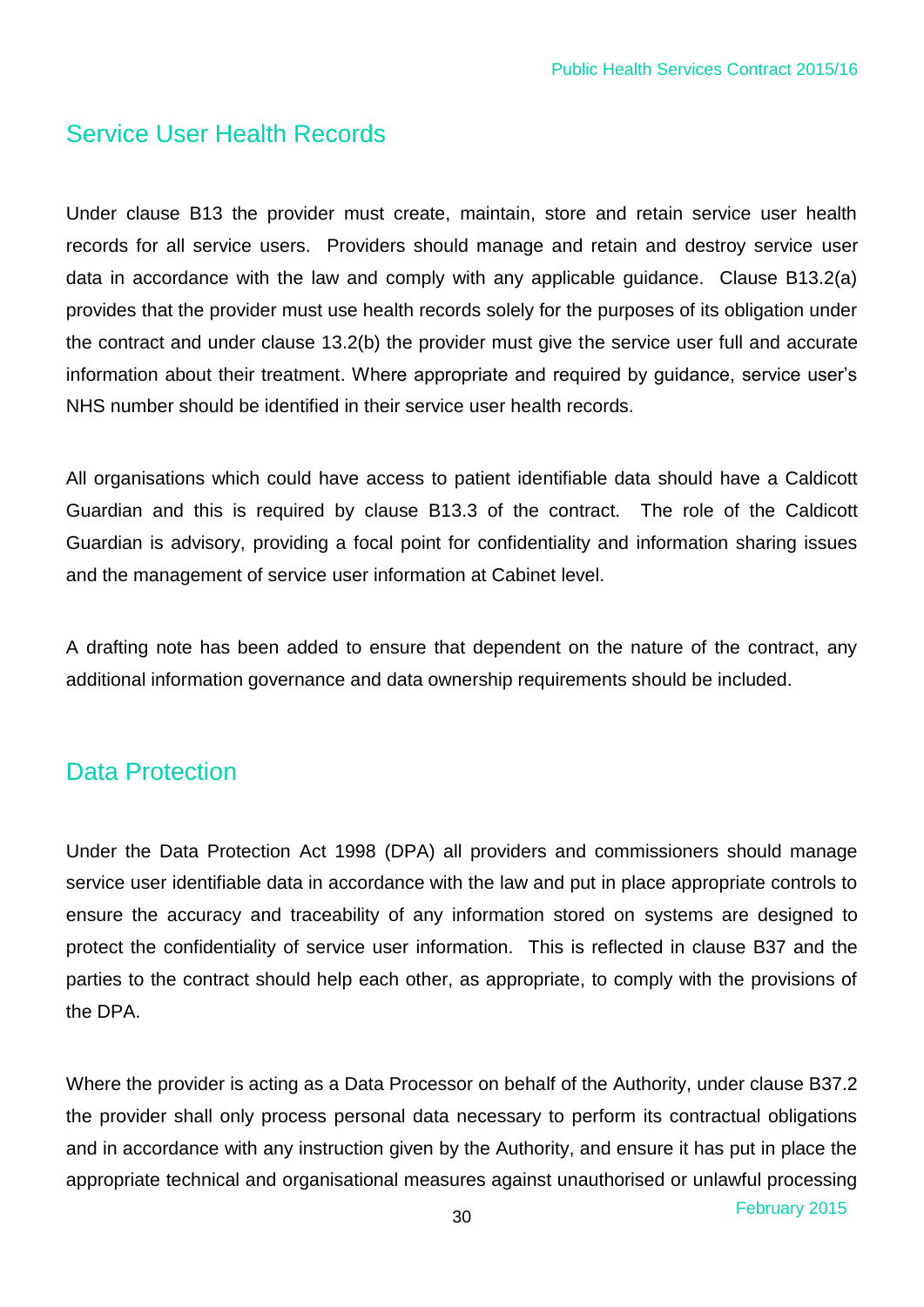## Service User Health Records

Under clause B13 the provider must create, maintain, store and retain service user health records for all service users. Providers should manage and retain and destroy service user data in accordance with the law and comply with any applicable guidance. Clause B13.2(a) provides that the provider must use health records solely for the purposes of its obligation under the contract and under clause 13.2(b) the provider must give the service user full and accurate information about their treatment. Where appropriate and required by guidance, service user's NHS number should be identified in their service user health records.

All organisations which could have access to patient identifiable data should have a Caldicott Guardian and this is required by clause B13.3 of the contract. The role of the Caldicott Guardian is advisory, providing a focal point for confidentiality and information sharing issues and the management of service user information at Cabinet level.

A drafting note has been added to ensure that dependent on the nature of the contract, any additional information governance and data ownership requirements should be included.

## Data Protection

Under the Data Protection Act 1998 (DPA) all providers and commissioners should manage service user identifiable data in accordance with the law and put in place appropriate controls to ensure the accuracy and traceability of any information stored on systems are designed to protect the confidentiality of service user information. This is reflected in clause B37 and the parties to the contract should help each other, as appropriate, to comply with the provisions of the DPA.

Where the provider is acting as a Data Processor on behalf of the Authority, under clause B37.2 the provider shall only process personal data necessary to perform its contractual obligations and in accordance with any instruction given by the Authority, and ensure it has put in place the appropriate technical and organisational measures against unauthorised or unlawful processing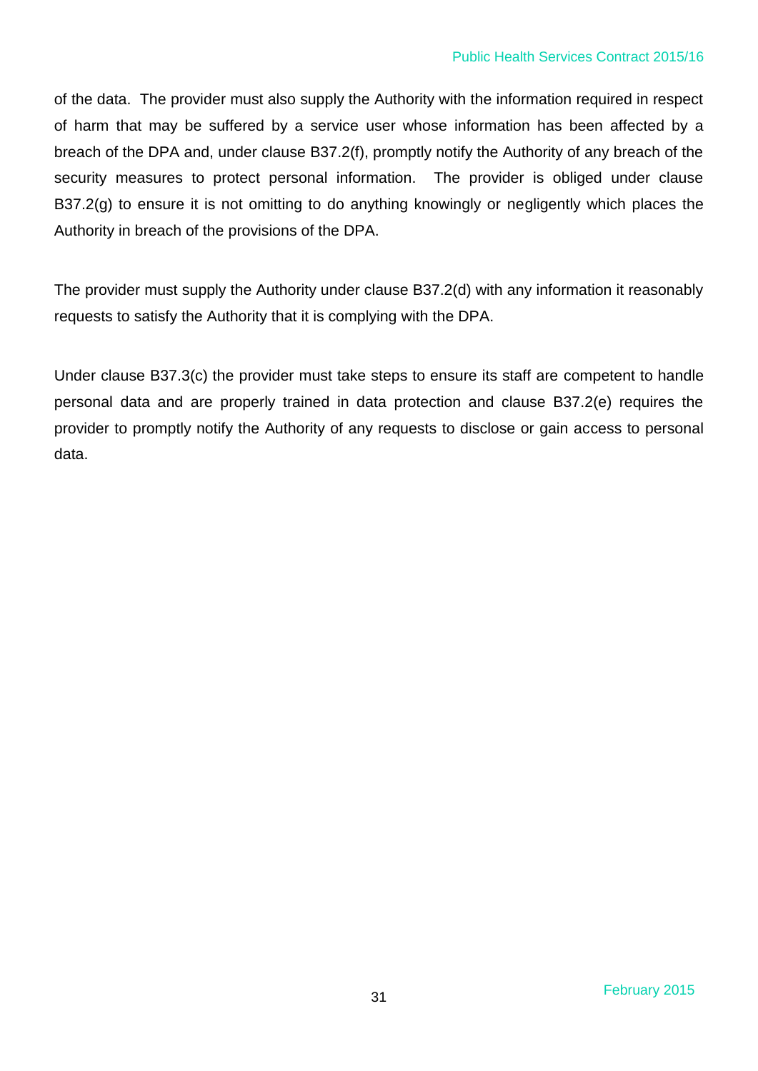of the data.  The provider must also supply the Authority with the information required in respect of harm that may be suffered by a service user whose information has been affected by a breach of the DPA and, under clause B37.2(f), promptly notify the Authority of any breach of the security measures to protect personal information.  The provider is obliged under clause B37.2(g) to ensure it is not omitting to do anything knowingly or negligently which places the Authority in breach of the provisions of the DPA.

The provider must supply the Authority under clause B37.2(d) with any information it reasonably requests to satisfy the Authority that it is complying with the DPA.

Under clause B37.3(c) the provider must take steps to ensure its staff are competent to handle personal data and are properly trained in data protection and clause B37.2(e) requires the provider to promptly notify the Authority of any requests to disclose or gain access to personal data.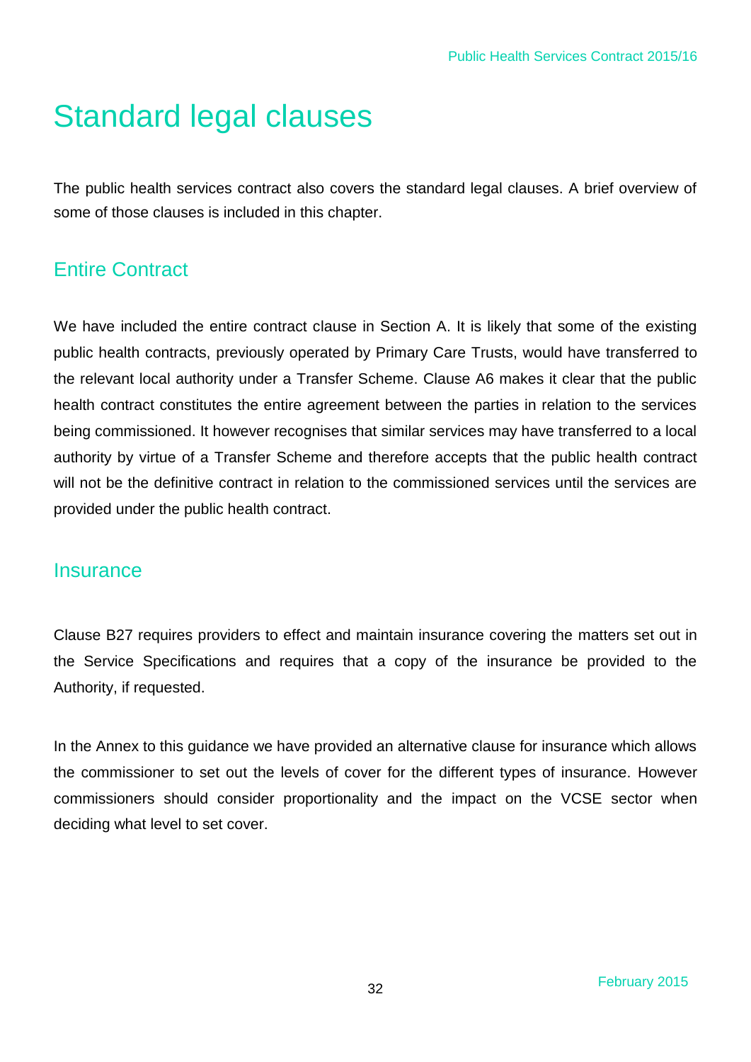# Standard legal clauses

The public health services contract also covers the standard legal clauses. A brief overview of some of those clauses is included in this chapter.

## Entire Contract

We have included the entire contract clause in Section A. It is likely that some of the existing public health contracts, previously operated by Primary Care Trusts, would have transferred to the relevant local authority under a Transfer Scheme. Clause A6 makes it clear that the public health contract constitutes the entire agreement between the parties in relation to the services being commissioned. It however recognises that similar services may have transferred to a local authority by virtue of a Transfer Scheme and therefore accepts that the public health contract will not be the definitive contract in relation to the commissioned services until the services are provided under the public health contract.

## Insurance

Clause B27 requires providers to effect and maintain insurance covering the matters set out in the Service Specifications and requires that a copy of the insurance be provided to the Authority, if requested.

In the Annex to this guidance we have provided an alternative clause for insurance which allows the commissioner to set out the levels of cover for the different types of insurance. However commissioners should consider proportionality and the impact on the VCSE sector when deciding what level to set cover.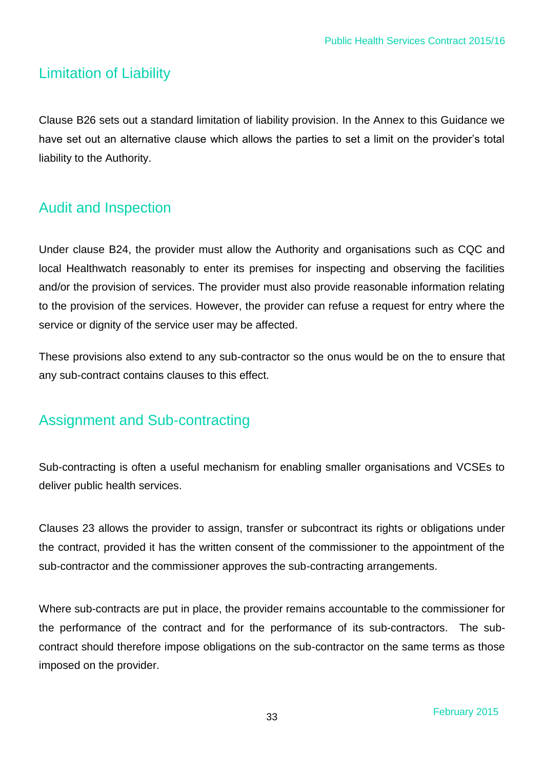## Limitation of Liability

Clause B26 sets out a standard limitation of liability provision. In the Annex to this Guidance we have set out an alternative clause which allows the parties to set a limit on the provider's total liability to the Authority.

## Audit and Inspection

Under clause B24, the provider must allow the Authority and organisations such as CQC and local Healthwatch reasonably to enter its premises for inspecting and observing the facilities and/or the provision of services. The provider must also provide reasonable information relating to the provision of the services. However, the provider can refuse a request for entry where the service or dignity of the service user may be affected.

These provisions also extend to any sub-contractor so the onus would be on the to ensure that any sub-contract contains clauses to this effect.

## Assignment and Sub-contracting

Sub-contracting is often a useful mechanism for enabling smaller organisations and VCSEs to deliver public health services.

Clauses 23 allows the provider to assign, transfer or subcontract its rights or obligations under the contract, provided it has the written consent of the commissioner to the appointment of the sub-contractor and the commissioner approves the sub-contracting arrangements.

Where sub-contracts are put in place, the provider remains accountable to the commissioner for the performance of the contract and for the performance of its sub-contractors. The sub-contract should therefore impose obligations on the sub-contractor on the same terms as those imposed on the provider.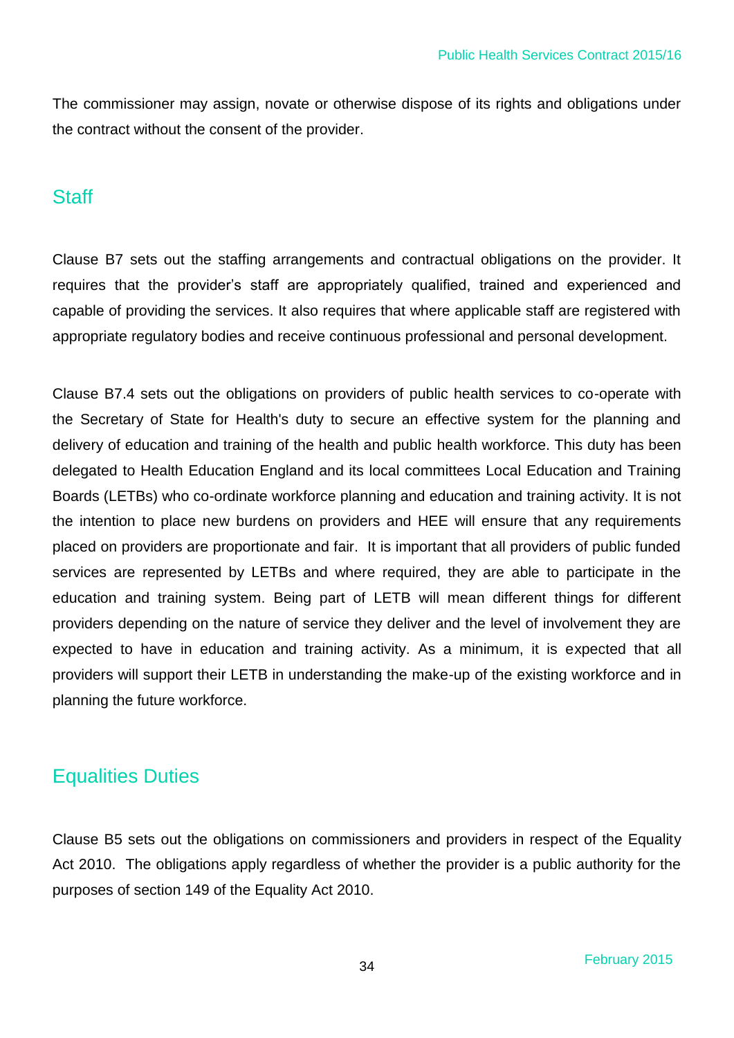The commissioner may assign, novate or otherwise dispose of its rights and obligations under the contract without the consent of the provider.

## Staff

Clause B7 sets out the staffing arrangements and contractual obligations on the provider. It requires that the provider's staff are appropriately qualified, trained and experienced and capable of providing the services. It also requires that where applicable staff are registered with appropriate regulatory bodies and receive continuous professional and personal development.

Clause B7.4 sets out the obligations on providers of public health services to co-operate with the Secretary of State for Health's duty to secure an effective system for the planning and delivery of education and training of the health and public health workforce. This duty has been delegated to Health Education England and its local committees Local Education and Training Boards (LETBs) who co-ordinate workforce planning and education and training activity. It is not the intention to place new burdens on providers and HEE will ensure that any requirements placed on providers are proportionate and fair. It is important that all providers of public funded services are represented by LETBs and where required, they are able to participate in the education and training system. Being part of LETB will mean different things for different providers depending on the nature of service they deliver and the level of involvement they are expected to have in education and training activity. As a minimum, it is expected that all providers will support their LETB in understanding the make-up of the existing workforce and in planning the future workforce.

## Equalities Duties

Clause B5 sets out the obligations on commissioners and providers in respect of the Equality Act 2010. The obligations apply regardless of whether the provider is a public authority for the purposes of section 149 of the Equality Act 2010.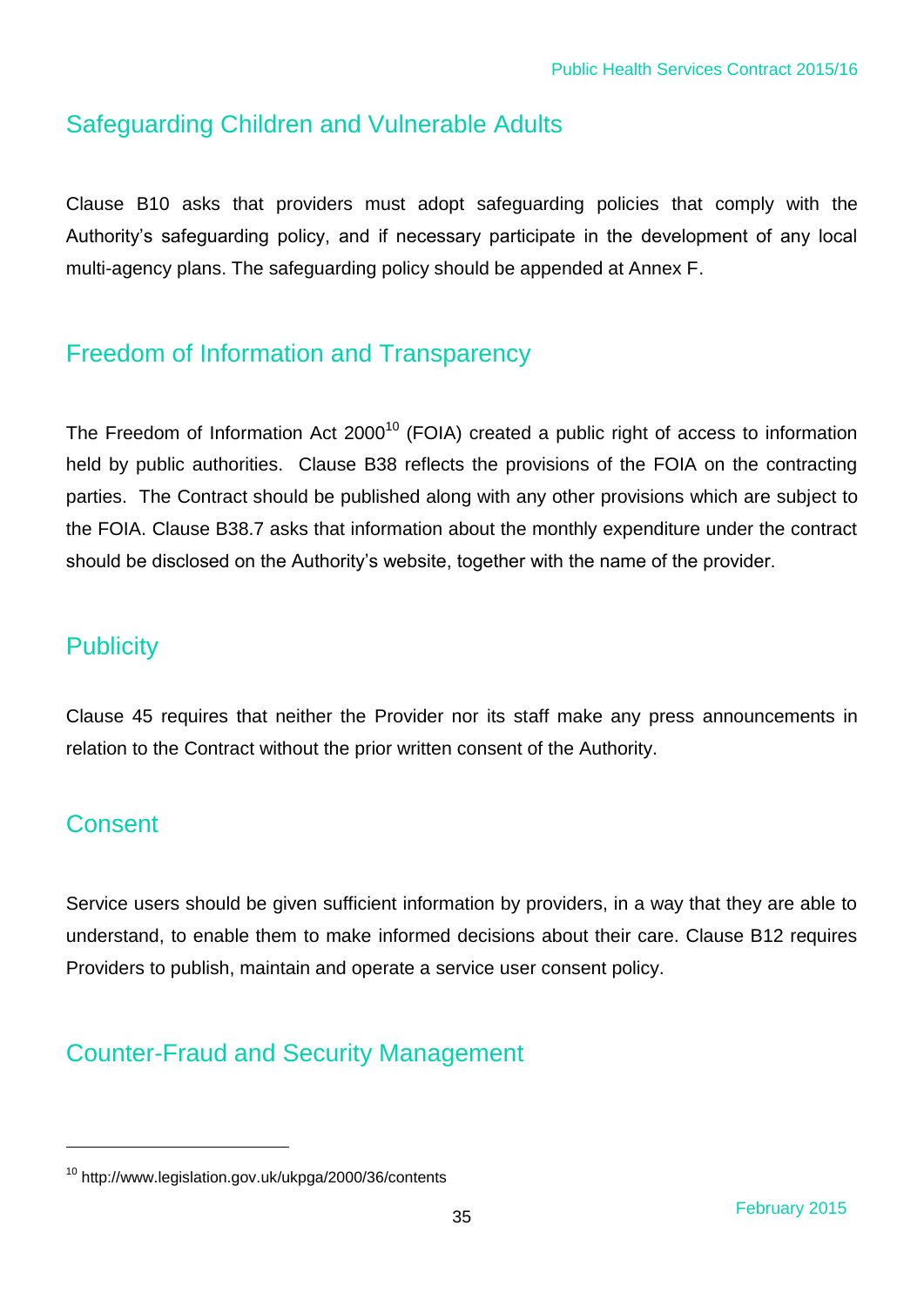## Safeguarding Children and Vulnerable Adults

Clause B10 asks that providers must adopt safeguarding policies that comply with the Authority's safeguarding policy, and if necessary participate in the development of any local multi-agency plans. The safeguarding policy should be appended at Annex F.

## Freedom of Information and Transparency

The Freedom of Information Act 2000[10] (FOIA) created a public right of access to information held by public authorities. Clause B38 reflects the provisions of the FOIA on the contracting parties. The Contract should be published along with any other provisions which are subject to the FOIA. Clause B38.7 asks that information about the monthly expenditure under the contract should be disclosed on the Authority's website, together with the name of the provider.

## Publicity

Clause 45 requires that neither the Provider nor its staff make any press announcements in relation to the Contract without the prior written consent of the Authority.

## Consent

Service users should be given sufficient information by providers, in a way that they are able to understand, to enable them to make informed decisions about their care. Clause B12 requires Providers to publish, maintain and operate a service user consent policy.

## Counter-Fraud and Security Management

[10] http://www.legislation.gov.uk/ukpga/2000/36/contents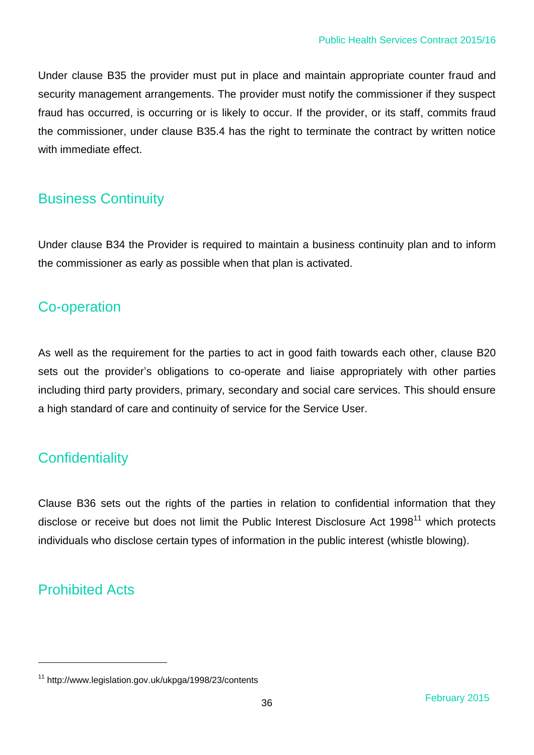Under clause B35 the provider must put in place and maintain appropriate counter fraud and security management arrangements. The provider must notify the commissioner if they suspect fraud has occurred, is occurring or is likely to occur. If the provider, or its staff, commits fraud the commissioner, under clause B35.4 has the right to terminate the contract by written notice with immediate effect.

## Business Continuity

Under clause B34 the Provider is required to maintain a business continuity plan and to inform the commissioner as early as possible when that plan is activated.

## Co-operation

As well as the requirement for the parties to act in good faith towards each other, clause B20 sets out the provider's obligations to co-operate and liaise appropriately with other parties including third party providers, primary, secondary and social care services. This should ensure a high standard of care and continuity of service for the Service User.

## Confidentiality

Clause B36 sets out the rights of the parties in relation to confidential information that they disclose or receive but does not limit the Public Interest Disclosure Act 1998[11] which protects individuals who disclose certain types of information in the public interest (whistle blowing).

## Prohibited Acts

---

[11] http://www.legislation.gov.uk/ukpga/1998/23/contents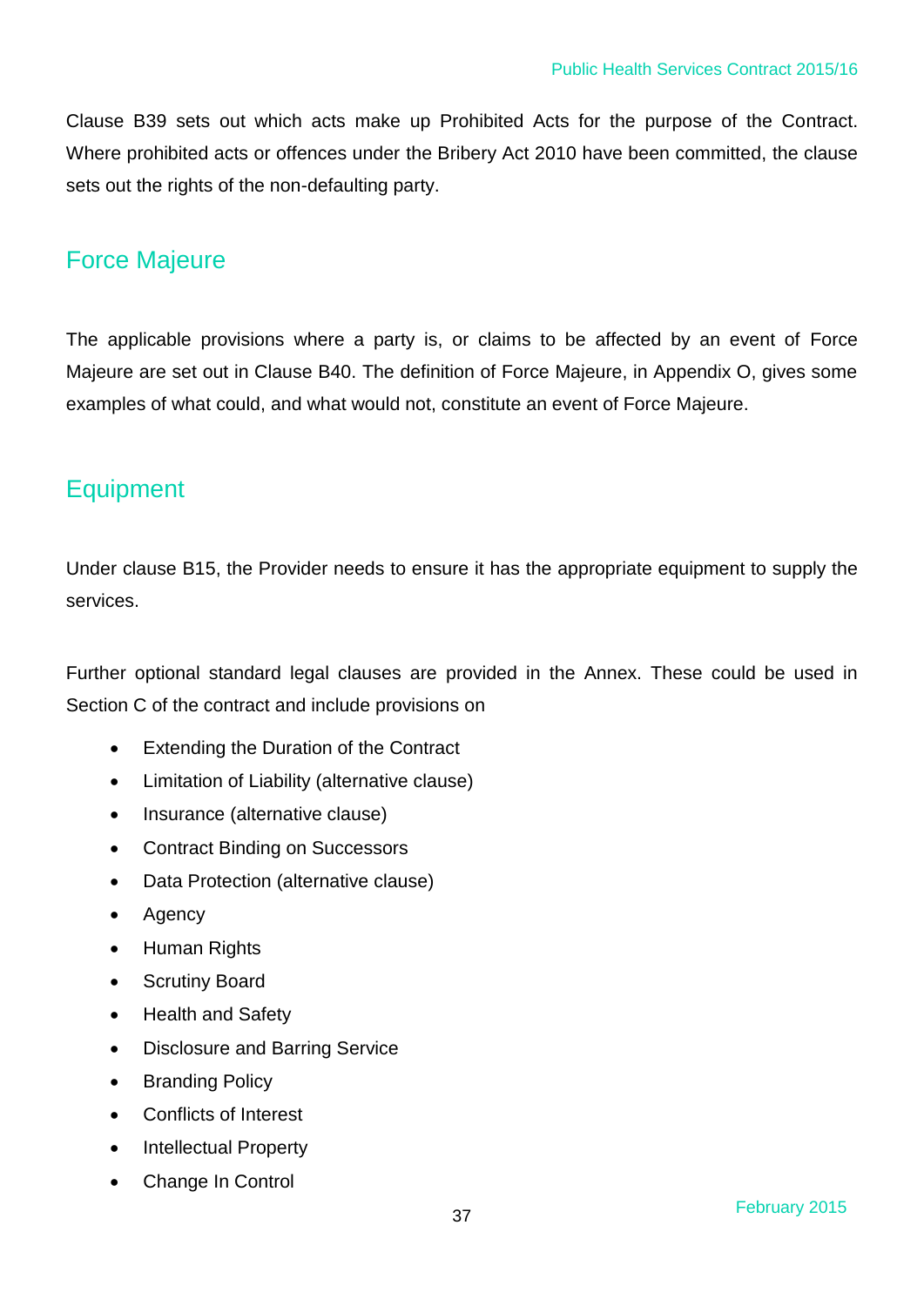Clause B39 sets out which acts make up Prohibited Acts for the purpose of the Contract. Where prohibited acts or offences under the Bribery Act 2010 have been committed, the clause sets out the rights of the non-defaulting party.

## Force Majeure

The applicable provisions where a party is, or claims to be affected by an event of Force Majeure are set out in Clause B40. The definition of Force Majeure, in Appendix O, gives some examples of what could, and what would not, constitute an event of Force Majeure.

## Equipment

Under clause B15, the Provider needs to ensure it has the appropriate equipment to supply the services.

Further optional standard legal clauses are provided in the Annex. These could be used in Section C of the contract and include provisions on

- Extending the Duration of the Contract
- Limitation of Liability (alternative clause)
- Insurance (alternative clause)
- Contract Binding on Successors
- Data Protection (alternative clause)
- Agency
- Human Rights
- Scrutiny Board
- Health and Safety
- Disclosure and Barring Service
- Branding Policy
- Conflicts of Interest
- Intellectual Property
- Change In Control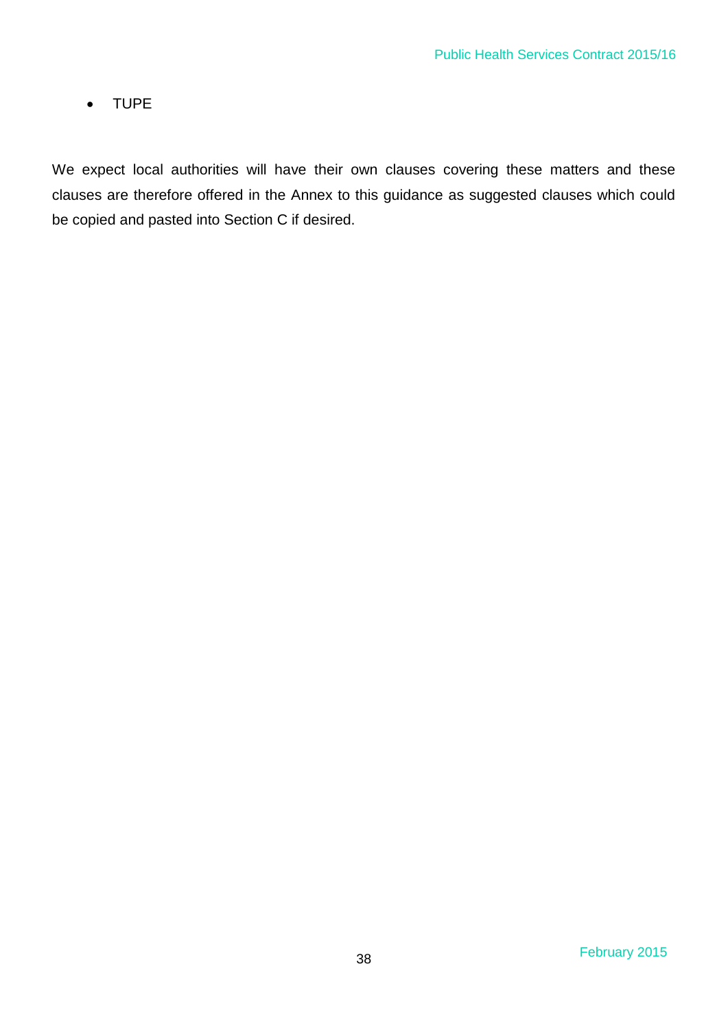- TUPE

We expect local authorities will have their own clauses covering these matters and these clauses are therefore offered in the Annex to this guidance as suggested clauses which could be copied and pasted into Section C if desired.